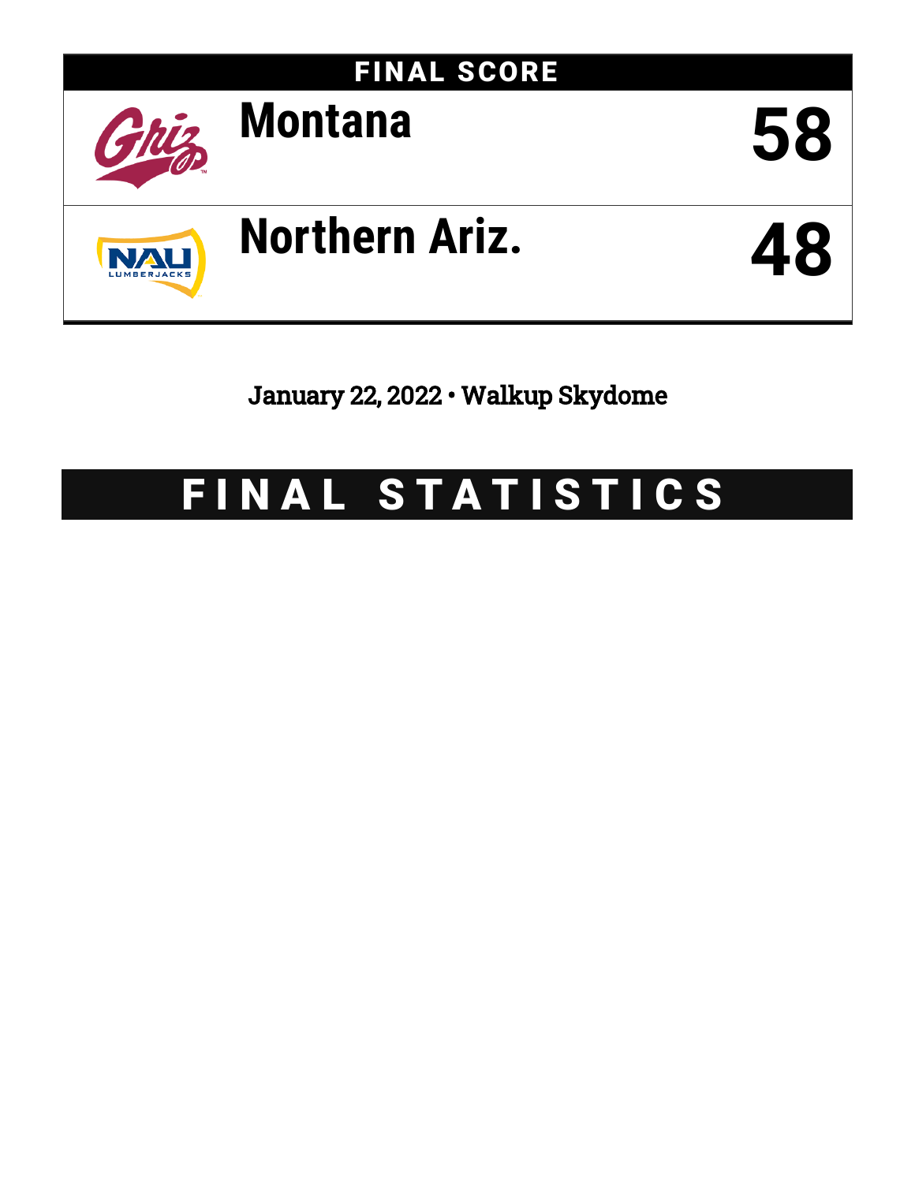## FINAL SCORE

| Team | Score |
|---|---|
| Montana | 58 |
| Northern Ariz. | 48 |

January 22, 2022 • Walkup Skydome

# FINAL STATISTICS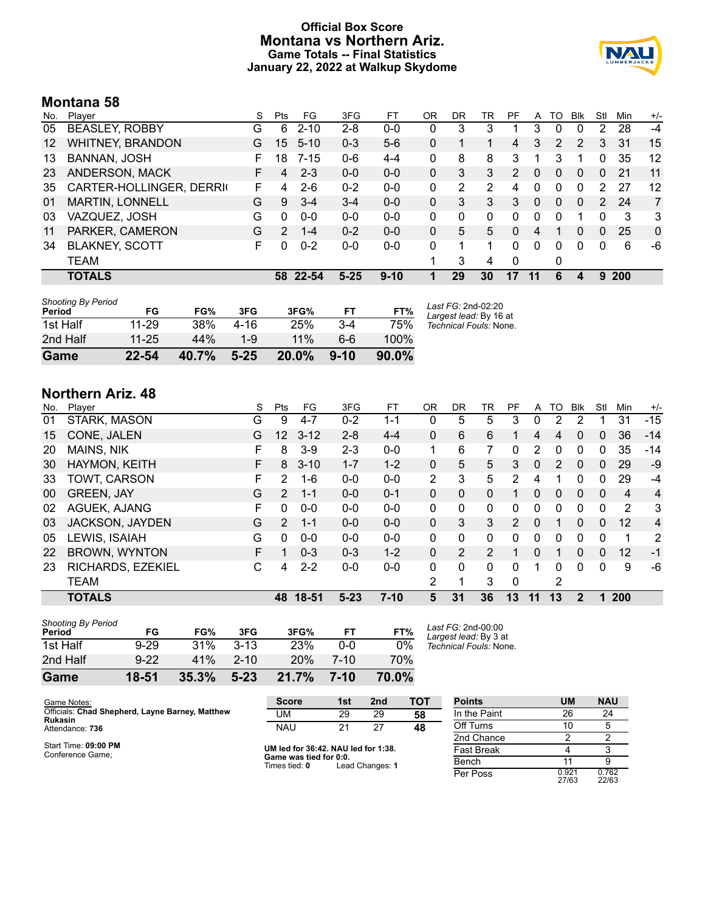# Official Box Score
# Montana vs Northern Ariz.
### Game Totals -- Final Statistics
### January 22, 2022 at Walkup Skydome

## Montana 58

| No. | Player | S | Pts | FG | 3FG | FT | OR | DR | TR | PF | A | TO | Blk | Stl | Min | +/- |
|---|---|---|---|---|---|---|---|---|---|---|---|---|---|---|---|---|
| 05 | BEASLEY, ROBBY | G | 6 | 2-10 | 2-8 | 0-0 | 0 | 3 | 3 | 1 | 3 | 0 | 0 | 2 | 28 | -4 |
| 12 | WHITNEY, BRANDON | G | 15 | 5-10 | 0-3 | 5-6 | 0 | 1 | 1 | 4 | 3 | 2 | 2 | 3 | 31 | 15 |
| 13 | BANNAN, JOSH | F | 18 | 7-15 | 0-6 | 4-4 | 0 | 8 | 8 | 3 | 1 | 3 | 1 | 0 | 35 | 12 |
| 23 | ANDERSON, MACK | F | 4 | 2-3 | 0-0 | 0-0 | 0 | 3 | 3 | 2 | 0 | 0 | 0 | 0 | 21 | 11 |
| 35 | CARTER-HOLLINGER, DERRI( | F | 4 | 2-6 | 0-2 | 0-0 | 0 | 2 | 2 | 4 | 0 | 0 | 0 | 2 | 27 | 12 |
| 01 | MARTIN, LONNELL | G | 9 | 3-4 | 3-4 | 0-0 | 0 | 3 | 3 | 3 | 0 | 0 | 0 | 2 | 24 | 7 |
| 03 | VAZQUEZ, JOSH | G | 0 | 0-0 | 0-0 | 0-0 | 0 | 0 | 0 | 0 | 0 | 0 | 1 | 0 | 3 | 3 |
| 11 | PARKER, CAMERON | G | 2 | 1-4 | 0-2 | 0-0 | 0 | 5 | 5 | 0 | 4 | 1 | 0 | 0 | 25 | 0 |
| 34 | BLAKNEY, SCOTT | F | 0 | 0-2 | 0-0 | 0-0 | 0 | 1 | 1 | 0 | 0 | 0 | 0 | 0 | 6 | -6 |
| | TEAM | | | | | | 1 | 3 | 4 | 0 | | 0 | | | | |
| | **TOTALS** | | **58** | **22-54** | **5-25** | **9-10** | **1** | **29** | **30** | **17** | **11** | **6** | **4** | **9** | **200** | |

| Shooting By Period Period | FG | FG% | 3FG | 3FG% | FT | FT% |
|---|---|---|---|---|---|---|
| 1st Half | 11-29 | 38% | 4-16 | 25% | 3-4 | 75% |
| 2nd Half | 11-25 | 44% | 1-9 | 11% | 6-6 | 100% |
| **Game** | **22-54** | **40.7%** | **5-25** | **20.0%** | **9-10** | **90.0%** |

*Last FG:* 2nd-02:20
*Largest lead:* By 16 at
*Technical Fouls:* None.

## Northern Ariz. 48

| No. | Player | S | Pts | FG | 3FG | FT | OR | DR | TR | PF | A | TO | Blk | Stl | Min | +/- |
|---|---|---|---|---|---|---|---|---|---|---|---|---|---|---|---|---|
| 01 | STARK, MASON | G | 9 | 4-7 | 0-2 | 1-1 | 0 | 5 | 5 | 3 | 0 | 2 | 2 | 1 | 31 | -15 |
| 15 | CONE, JALEN | G | 12 | 3-12 | 2-8 | 4-4 | 0 | 6 | 6 | 1 | 4 | 4 | 0 | 0 | 36 | -14 |
| 20 | MAINS, NIK | F | 8 | 3-9 | 2-3 | 0-0 | 1 | 6 | 7 | 0 | 2 | 0 | 0 | 0 | 35 | -14 |
| 30 | HAYMON, KEITH | F | 8 | 3-10 | 1-7 | 1-2 | 0 | 5 | 5 | 3 | 0 | 2 | 0 | 0 | 29 | -9 |
| 33 | TOWT, CARSON | F | 2 | 1-6 | 0-0 | 0-0 | 2 | 3 | 5 | 2 | 4 | 1 | 0 | 0 | 29 | -4 |
| 00 | GREEN, JAY | G | 2 | 1-1 | 0-0 | 0-1 | 0 | 0 | 0 | 1 | 0 | 0 | 0 | 0 | 4 | 4 |
| 02 | AGUEK, AJANG | F | 0 | 0-0 | 0-0 | 0-0 | 0 | 0 | 0 | 0 | 0 | 0 | 0 | 0 | 2 | 3 |
| 03 | JACKSON, JAYDEN | G | 2 | 1-1 | 0-0 | 0-0 | 0 | 3 | 3 | 2 | 0 | 1 | 0 | 0 | 12 | 4 |
| 05 | LEWIS, ISAIAH | G | 0 | 0-0 | 0-0 | 0-0 | 0 | 0 | 0 | 0 | 0 | 0 | 0 | 0 | 1 | 2 |
| 22 | BROWN, WYNTON | F | 1 | 0-3 | 0-3 | 1-2 | 0 | 2 | 2 | 1 | 0 | 1 | 0 | 0 | 12 | -1 |
| 23 | RICHARDS, EZEKIEL | C | 4 | 2-2 | 0-0 | 0-0 | 0 | 0 | 0 | 0 | 1 | 0 | 0 | 0 | 9 | -6 |
| | TEAM | | | | | | 2 | 1 | 3 | 0 | | 2 | | | | |
| | **TOTALS** | | **48** | **18-51** | **5-23** | **7-10** | **5** | **31** | **36** | **13** | **11** | **13** | **2** | **1** | **200** | |

| Shooting By Period Period | FG | FG% | 3FG | 3FG% | FT | FT% |
|---|---|---|---|---|---|---|
| 1st Half | 9-29 | 31% | 3-13 | 23% | 0-0 | 0% |
| 2nd Half | 9-22 | 41% | 2-10 | 20% | 7-10 | 70% |
| **Game** | **18-51** | **35.3%** | **5-23** | **21.7%** | **7-10** | **70.0%** |

*Last FG:* 2nd-00:00
*Largest lead:* By 3 at
*Technical Fouls:* None.

Game Notes:
Officials: **Chad Shepherd, Layne Barney, Matthew Rukasin**
Attendance: **736**

Start Time: **09:00 PM**
Conference Game;

| Score | 1st | 2nd | TOT |
|---|---|---|---|
| UM | 29 | 29 | **58** |
| NAU | 21 | 27 | **48** |

**UM led for 36:42. NAU led for 1:38.**
**Game was tied for 0:0.**
Times tied: **0** Lead Changes: **1**

| Points | UM | NAU |
|---|---|---|
| In the Paint | 26 | 24 |
| Off Turns | 10 | 5 |
| 2nd Chance | 2 | 2 |
| Fast Break | 4 | 3 |
| Bench | 11 | 9 |
| Per Poss | 0.921 27/63 | 0.762 22/63 |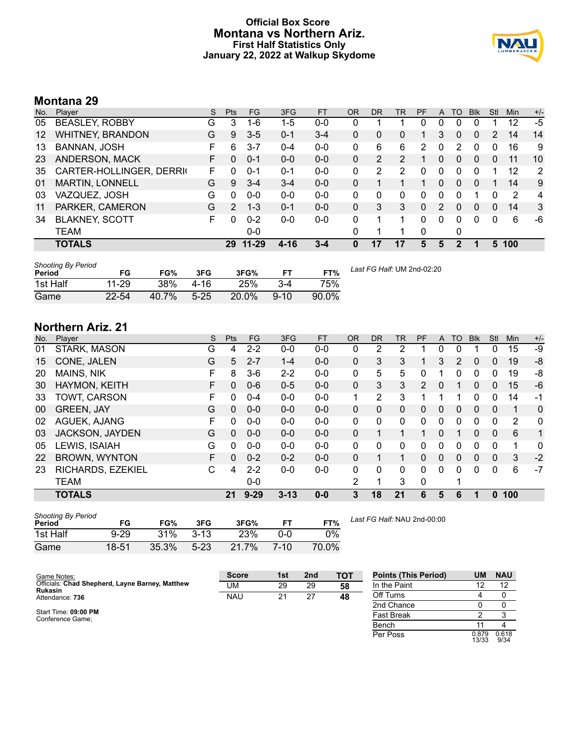# Official Box Score
## Montana vs Northern Ariz.
### First Half Statistics Only
### January 22, 2022 at Walkup Skydome

## Montana 29

| No. | Player | S | Pts | FG | 3FG | FT | OR | DR | TR | PF | A | TO | Blk | Stl | Min | +/- |
|---|---|---|---|---|---|---|---|---|---|---|---|---|---|---|---|---|
| 05 | BEASLEY, ROBBY | G | 3 | 1-6 | 1-5 | 0-0 | 0 | 1 | 1 | 0 | 0 | 0 | 0 | 1 | 12 | -5 |
| 12 | WHITNEY, BRANDON | G | 9 | 3-5 | 0-1 | 3-4 | 0 | 0 | 0 | 1 | 3 | 0 | 0 | 2 | 14 | 14 |
| 13 | BANNAN, JOSH | F | 6 | 3-7 | 0-4 | 0-0 | 0 | 6 | 6 | 2 | 0 | 2 | 0 | 0 | 16 | 9 |
| 23 | ANDERSON, MACK | F | 0 | 0-1 | 0-0 | 0-0 | 0 | 2 | 2 | 1 | 0 | 0 | 0 | 0 | 11 | 10 |
| 35 | CARTER-HOLLINGER, DERRI( | F | 0 | 0-1 | 0-1 | 0-0 | 0 | 2 | 2 | 0 | 0 | 0 | 0 | 1 | 12 | 2 |
| 01 | MARTIN, LONNELL | G | 9 | 3-4 | 3-4 | 0-0 | 0 | 1 | 1 | 1 | 0 | 0 | 0 | 1 | 14 | 9 |
| 03 | VAZQUEZ, JOSH | G | 0 | 0-0 | 0-0 | 0-0 | 0 | 0 | 0 | 0 | 0 | 0 | 1 | 0 | 2 | 4 |
| 11 | PARKER, CAMERON | G | 2 | 1-3 | 0-1 | 0-0 | 0 | 3 | 3 | 0 | 2 | 0 | 0 | 0 | 14 | 3 |
| 34 | BLAKNEY, SCOTT | F | 0 | 0-2 | 0-0 | 0-0 | 0 | 1 | 1 | 0 | 0 | 0 | 0 | 0 | 6 | -6 |
| | TEAM | | | 0-0 | | | 0 | 1 | 1 | 0 | | 0 | | | | |
| | **TOTALS** | | **29** | **11-29** | **4-16** | **3-4** | **0** | **17** | **17** | **5** | **5** | **2** | **1** | **5** | **100** | |

*Shooting By Period*

| Period | FG | FG% | 3FG | 3FG% | FT | FT% |
|---|---|---|---|---|---|---|
| 1st Half | 11-29 | 38% | 4-16 | 25% | 3-4 | 75% |
| Game | 22-54 | 40.7% | 5-25 | 20.0% | 9-10 | 90.0% |

*Last FG Half:* UM 2nd-02:20

## Northern Ariz. 21

| No. | Player | S | Pts | FG | 3FG | FT | OR | DR | TR | PF | A | TO | Blk | Stl | Min | +/- |
|---|---|---|---|---|---|---|---|---|---|---|---|---|---|---|---|---|
| 01 | STARK, MASON | G | 4 | 2-2 | 0-0 | 0-0 | 0 | 2 | 2 | 1 | 0 | 0 | 1 | 0 | 15 | -9 |
| 15 | CONE, JALEN | G | 5 | 2-7 | 1-4 | 0-0 | 0 | 3 | 3 | 1 | 3 | 2 | 0 | 0 | 19 | -8 |
| 20 | MAINS, NIK | F | 8 | 3-6 | 2-2 | 0-0 | 0 | 5 | 5 | 0 | 1 | 0 | 0 | 0 | 19 | -8 |
| 30 | HAYMON, KEITH | F | 0 | 0-6 | 0-5 | 0-0 | 0 | 3 | 3 | 2 | 0 | 1 | 0 | 0 | 15 | -6 |
| 33 | TOWT, CARSON | F | 0 | 0-4 | 0-0 | 0-0 | 1 | 2 | 3 | 1 | 1 | 1 | 0 | 0 | 14 | -1 |
| 00 | GREEN, JAY | G | 0 | 0-0 | 0-0 | 0-0 | 0 | 0 | 0 | 0 | 0 | 0 | 0 | 0 | 1 | 0 |
| 02 | AGUEK, AJANG | F | 0 | 0-0 | 0-0 | 0-0 | 0 | 0 | 0 | 0 | 0 | 0 | 0 | 0 | 2 | 0 |
| 03 | JACKSON, JAYDEN | G | 0 | 0-0 | 0-0 | 0-0 | 0 | 1 | 1 | 1 | 0 | 1 | 0 | 0 | 6 | 1 |
| 05 | LEWIS, ISAIAH | G | 0 | 0-0 | 0-0 | 0-0 | 0 | 0 | 0 | 0 | 0 | 0 | 0 | 0 | 1 | 0 |
| 22 | BROWN, WYNTON | F | 0 | 0-2 | 0-2 | 0-0 | 0 | 1 | 1 | 0 | 0 | 0 | 0 | 0 | 3 | -2 |
| 23 | RICHARDS, EZEKIEL | C | 4 | 2-2 | 0-0 | 0-0 | 0 | 0 | 0 | 0 | 0 | 0 | 0 | 0 | 6 | -7 |
| | TEAM | | | 0-0 | | | 2 | 1 | 3 | 0 | | 1 | | | | |
| | **TOTALS** | | **21** | **9-29** | **3-13** | **0-0** | **3** | **18** | **21** | **6** | **5** | **6** | **1** | **0** | **100** | |

*Shooting By Period*

| Period | FG | FG% | 3FG | 3FG% | FT | FT% |
|---|---|---|---|---|---|---|
| 1st Half | 9-29 | 31% | 3-13 | 23% | 0-0 | 0% |
| Game | 18-51 | 35.3% | 5-23 | 21.7% | 7-10 | 70.0% |

*Last FG Half:* NAU 2nd-00:00

Game Notes:
Officials: **Chad Shepherd, Layne Barney, Matthew Rukasin**
Attendance: **736**

Start Time: **09:00 PM**
Conference Game;

| Score | 1st | 2nd | TOT |
|---|---|---|---|
| UM | 29 | 29 | **58** |
| NAU | 21 | 27 | **48** |

| Points (This Period) | UM | NAU |
|---|---|---|
| In the Paint | 12 | 12 |
| Off Turns | 4 | 0 |
| 2nd Chance | 0 | 0 |
| Fast Break | 2 | 3 |
| Bench | 11 | 4 |
| Per Poss | 0.879 13/33 | 0.618 9/34 |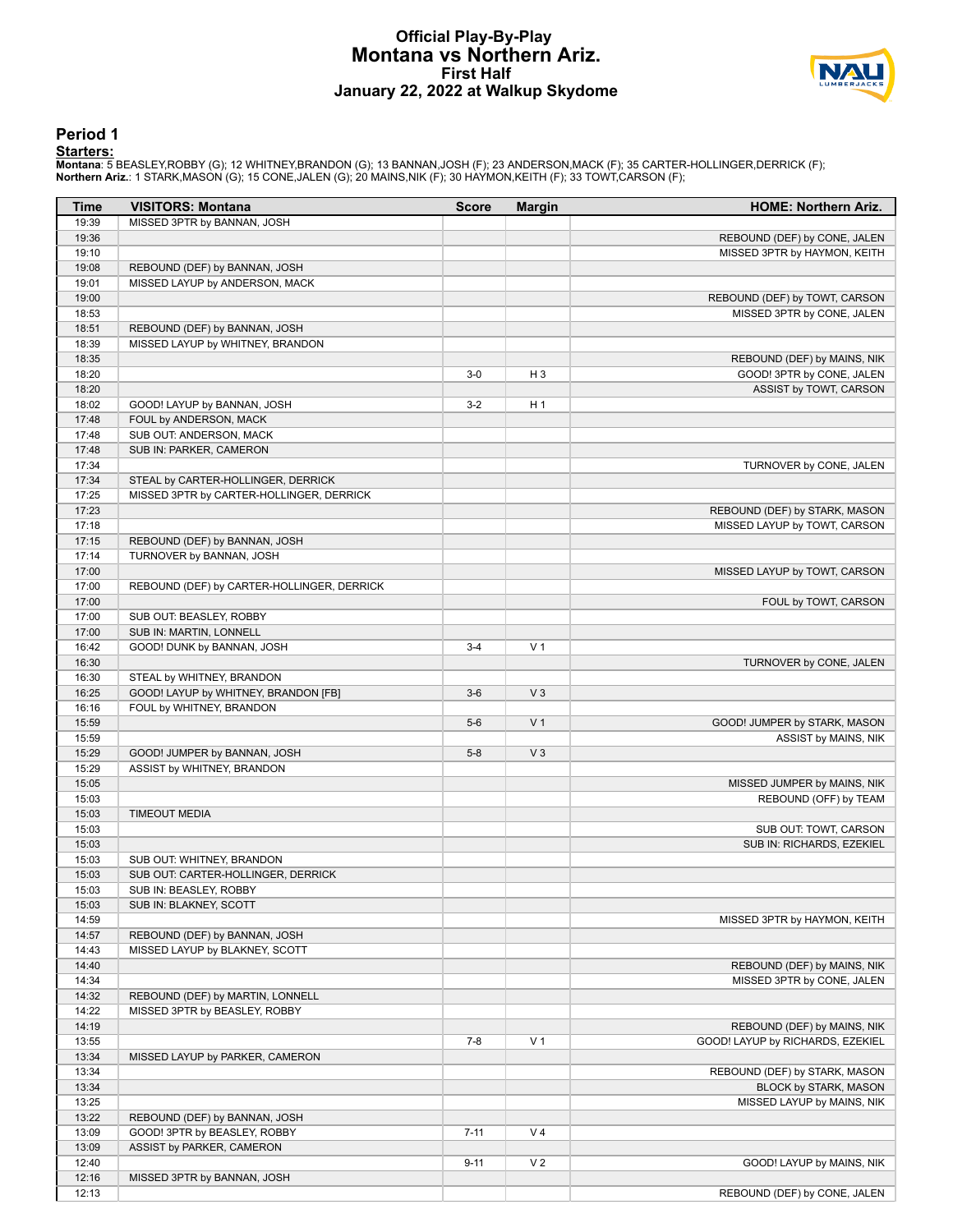# Official Play-By-Play
## Montana vs Northern Ariz.
### First Half
### January 22, 2022 at Walkup Skydome

## Period 1

**Starters:**

**Montana**: 5 BEASLEY,ROBBY (G); 12 WHITNEY,BRANDON (G); 13 BANNAN,JOSH (F); 23 ANDERSON,MACK (F); 35 CARTER-HOLLINGER,DERRICK (F);
**Northern Ariz.**: 1 STARK,MASON (G); 15 CONE,JALEN (G); 20 MAINS,NIK (F); 30 HAYMON,KEITH (F); 33 TOWT,CARSON (F);

| Time | VISITORS: Montana | Score | Margin | HOME: Northern Ariz. |
|---|---|---|---|---|
| 19:39 | MISSED 3PTR by BANNAN, JOSH | | | |
| 19:36 | | | | REBOUND (DEF) by CONE, JALEN |
| 19:10 | | | | MISSED 3PTR by HAYMON, KEITH |
| 19:08 | REBOUND (DEF) by BANNAN, JOSH | | | |
| 19:01 | MISSED LAYUP by ANDERSON, MACK | | | |
| 19:00 | | | | REBOUND (DEF) by TOWT, CARSON |
| 18:53 | | | | MISSED 3PTR by CONE, JALEN |
| 18:51 | REBOUND (DEF) by BANNAN, JOSH | | | |
| 18:39 | MISSED LAYUP by WHITNEY, BRANDON | | | |
| 18:35 | | | | REBOUND (DEF) by MAINS, NIK |
| 18:20 | | 3-0 | H 3 | GOOD! 3PTR by CONE, JALEN |
| 18:20 | | | | ASSIST by TOWT, CARSON |
| 18:02 | GOOD! LAYUP by BANNAN, JOSH | 3-2 | H 1 | |
| 17:48 | FOUL by ANDERSON, MACK | | | |
| 17:48 | SUB OUT: ANDERSON, MACK | | | |
| 17:48 | SUB IN: PARKER, CAMERON | | | |
| 17:34 | | | | TURNOVER by CONE, JALEN |
| 17:34 | STEAL by CARTER-HOLLINGER, DERRICK | | | |
| 17:25 | MISSED 3PTR by CARTER-HOLLINGER, DERRICK | | | |
| 17:23 | | | | REBOUND (DEF) by STARK, MASON |
| 17:18 | | | | MISSED LAYUP by TOWT, CARSON |
| 17:15 | REBOUND (DEF) by BANNAN, JOSH | | | |
| 17:14 | TURNOVER by BANNAN, JOSH | | | |
| 17:00 | | | | MISSED LAYUP by TOWT, CARSON |
| 17:00 | REBOUND (DEF) by CARTER-HOLLINGER, DERRICK | | | |
| 17:00 | | | | FOUL by TOWT, CARSON |
| 17:00 | SUB OUT: BEASLEY, ROBBY | | | |
| 17:00 | SUB IN: MARTIN, LONNELL | | | |
| 16:42 | GOOD! DUNK by BANNAN, JOSH | 3-4 | V 1 | |
| 16:30 | | | | TURNOVER by CONE, JALEN |
| 16:30 | STEAL by WHITNEY, BRANDON | | | |
| 16:25 | GOOD! LAYUP by WHITNEY, BRANDON [FB] | 3-6 | V 3 | |
| 16:16 | FOUL by WHITNEY, BRANDON | | | |
| 15:59 | | 5-6 | V 1 | GOOD! JUMPER by STARK, MASON |
| 15:59 | | | | ASSIST by MAINS, NIK |
| 15:29 | GOOD! JUMPER by BANNAN, JOSH | 5-8 | V 3 | |
| 15:29 | ASSIST by WHITNEY, BRANDON | | | |
| 15:05 | | | | MISSED JUMPER by MAINS, NIK |
| 15:03 | | | | REBOUND (OFF) by TEAM |
| 15:03 | TIMEOUT MEDIA | | | |
| 15:03 | | | | SUB OUT: TOWT, CARSON |
| 15:03 | | | | SUB IN: RICHARDS, EZEKIEL |
| 15:03 | SUB OUT: WHITNEY, BRANDON | | | |
| 15:03 | SUB OUT: CARTER-HOLLINGER, DERRICK | | | |
| 15:03 | SUB IN: BEASLEY, ROBBY | | | |
| 15:03 | SUB IN: BLAKNEY, SCOTT | | | |
| 14:59 | | | | MISSED 3PTR by HAYMON, KEITH |
| 14:57 | REBOUND (DEF) by BANNAN, JOSH | | | |
| 14:43 | MISSED LAYUP by BLAKNEY, SCOTT | | | |
| 14:40 | | | | REBOUND (DEF) by MAINS, NIK |
| 14:34 | | | | MISSED 3PTR by CONE, JALEN |
| 14:32 | REBOUND (DEF) by MARTIN, LONNELL | | | |
| 14:22 | MISSED 3PTR by BEASLEY, ROBBY | | | |
| 14:19 | | | | REBOUND (DEF) by MAINS, NIK |
| 13:55 | | 7-8 | V 1 | GOOD! LAYUP by RICHARDS, EZEKIEL |
| 13:34 | MISSED LAYUP by PARKER, CAMERON | | | |
| 13:34 | | | | REBOUND (DEF) by STARK, MASON |
| 13:34 | | | | BLOCK by STARK, MASON |
| 13:25 | | | | MISSED LAYUP by MAINS, NIK |
| 13:22 | REBOUND (DEF) by BANNAN, JOSH | | | |
| 13:09 | GOOD! 3PTR by BEASLEY, ROBBY | 7-11 | V 4 | |
| 13:09 | ASSIST by PARKER, CAMERON | | | |
| 12:40 | | 9-11 | V 2 | GOOD! LAYUP by MAINS, NIK |
| 12:16 | MISSED 3PTR by BANNAN, JOSH | | | |
| 12:13 | | | | REBOUND (DEF) by CONE, JALEN |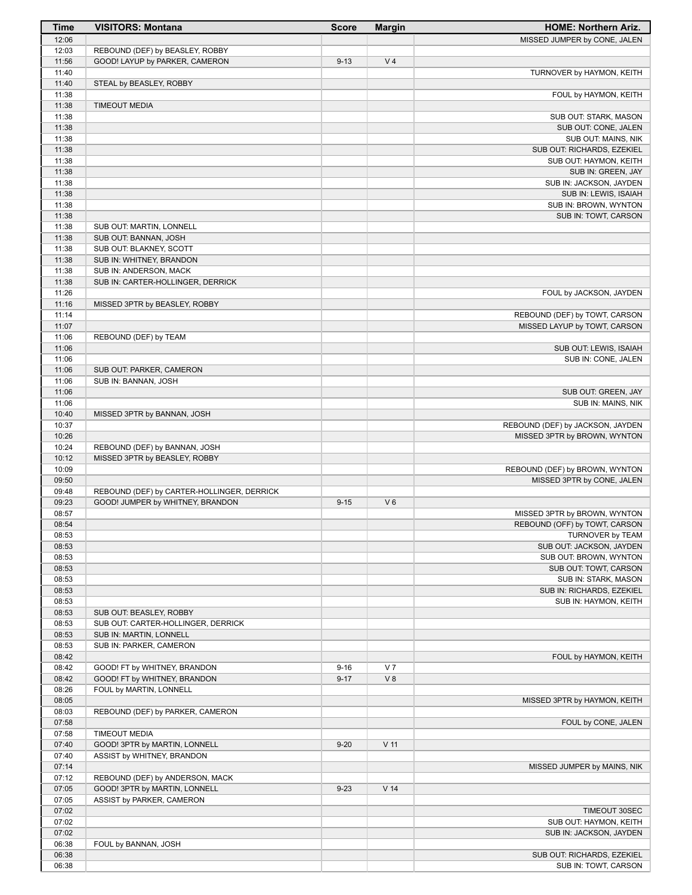| Time | VISITORS: Montana | Score | Margin | HOME: Northern Ariz. |
|---|---|---|---|---|
| 12:06 | | | | MISSED JUMPER by CONE, JALEN |
| 12:03 | REBOUND (DEF) by BEASLEY, ROBBY | | | |
| 11:56 | GOOD! LAYUP by PARKER, CAMERON | 9-13 | V 4 | |
| 11:40 | | | | TURNOVER by HAYMON, KEITH |
| 11:40 | STEAL by BEASLEY, ROBBY | | | |
| 11:38 | | | | FOUL by HAYMON, KEITH |
| 11:38 | TIMEOUT MEDIA | | | |
| 11:38 | | | | SUB OUT: STARK, MASON |
| 11:38 | | | | SUB OUT: CONE, JALEN |
| 11:38 | | | | SUB OUT: MAINS, NIK |
| 11:38 | | | | SUB OUT: RICHARDS, EZEKIEL |
| 11:38 | | | | SUB OUT: HAYMON, KEITH |
| 11:38 | | | | SUB IN: GREEN, JAY |
| 11:38 | | | | SUB IN: JACKSON, JAYDEN |
| 11:38 | | | | SUB IN: LEWIS, ISAIAH |
| 11:38 | | | | SUB IN: BROWN, WYNTON |
| 11:38 | | | | SUB IN: TOWT, CARSON |
| 11:38 | SUB OUT: MARTIN, LONNELL | | | |
| 11:38 | SUB OUT: BANNAN, JOSH | | | |
| 11:38 | SUB OUT: BLAKNEY, SCOTT | | | |
| 11:38 | SUB IN: WHITNEY, BRANDON | | | |
| 11:38 | SUB IN: ANDERSON, MACK | | | |
| 11:38 | SUB IN: CARTER-HOLLINGER, DERRICK | | | |
| 11:26 | | | | FOUL by JACKSON, JAYDEN |
| 11:16 | MISSED 3PTR by BEASLEY, ROBBY | | | |
| 11:14 | | | | REBOUND (DEF) by TOWT, CARSON |
| 11:07 | | | | MISSED LAYUP by TOWT, CARSON |
| 11:06 | REBOUND (DEF) by TEAM | | | |
| 11:06 | | | | SUB OUT: LEWIS, ISAIAH |
| 11:06 | | | | SUB IN: CONE, JALEN |
| 11:06 | SUB OUT: PARKER, CAMERON | | | |
| 11:06 | SUB IN: BANNAN, JOSH | | | |
| 11:06 | | | | SUB OUT: GREEN, JAY |
| 11:06 | | | | SUB IN: MAINS, NIK |
| 10:40 | MISSED 3PTR by BANNAN, JOSH | | | |
| 10:37 | | | | REBOUND (DEF) by JACKSON, JAYDEN |
| 10:26 | | | | MISSED 3PTR by BROWN, WYNTON |
| 10:24 | REBOUND (DEF) by BANNAN, JOSH | | | |
| 10:12 | MISSED 3PTR by BEASLEY, ROBBY | | | |
| 10:09 | | | | REBOUND (DEF) by BROWN, WYNTON |
| 09:50 | | | | MISSED 3PTR by CONE, JALEN |
| 09:48 | REBOUND (DEF) by CARTER-HOLLINGER, DERRICK | | | |
| 09:23 | GOOD! JUMPER by WHITNEY, BRANDON | 9-15 | V 6 | |
| 08:57 | | | | MISSED 3PTR by BROWN, WYNTON |
| 08:54 | | | | REBOUND (OFF) by TOWT, CARSON |
| 08:53 | | | | TURNOVER by TEAM |
| 08:53 | | | | SUB OUT: JACKSON, JAYDEN |
| 08:53 | | | | SUB OUT: BROWN, WYNTON |
| 08:53 | | | | SUB OUT: TOWT, CARSON |
| 08:53 | | | | SUB IN: STARK, MASON |
| 08:53 | | | | SUB IN: RICHARDS, EZEKIEL |
| 08:53 | | | | SUB IN: HAYMON, KEITH |
| 08:53 | SUB OUT: BEASLEY, ROBBY | | | |
| 08:53 | SUB OUT: CARTER-HOLLINGER, DERRICK | | | |
| 08:53 | SUB IN: MARTIN, LONNELL | | | |
| 08:53 | SUB IN: PARKER, CAMERON | | | |
| 08:42 | | | | FOUL by HAYMON, KEITH |
| 08:42 | GOOD! FT by WHITNEY, BRANDON | 9-16 | V 7 | |
| 08:42 | GOOD! FT by WHITNEY, BRANDON | 9-17 | V 8 | |
| 08:26 | FOUL by MARTIN, LONNELL | | | |
| 08:05 | | | | MISSED 3PTR by HAYMON, KEITH |
| 08:03 | REBOUND (DEF) by PARKER, CAMERON | | | |
| 07:58 | | | | FOUL by CONE, JALEN |
| 07:58 | TIMEOUT MEDIA | | | |
| 07:40 | GOOD! 3PTR by MARTIN, LONNELL | 9-20 | V 11 | |
| 07:40 | ASSIST by WHITNEY, BRANDON | | | |
| 07:14 | | | | MISSED JUMPER by MAINS, NIK |
| 07:12 | REBOUND (DEF) by ANDERSON, MACK | | | |
| 07:05 | GOOD! 3PTR by MARTIN, LONNELL | 9-23 | V 14 | |
| 07:05 | ASSIST by PARKER, CAMERON | | | |
| 07:02 | | | | TIMEOUT 30SEC |
| 07:02 | | | | SUB OUT: HAYMON, KEITH |
| 07:02 | | | | SUB IN: JACKSON, JAYDEN |
| 06:38 | FOUL by BANNAN, JOSH | | | |
| 06:38 | | | | SUB OUT: RICHARDS, EZEKIEL |
| 06:38 | | | | SUB IN: TOWT, CARSON |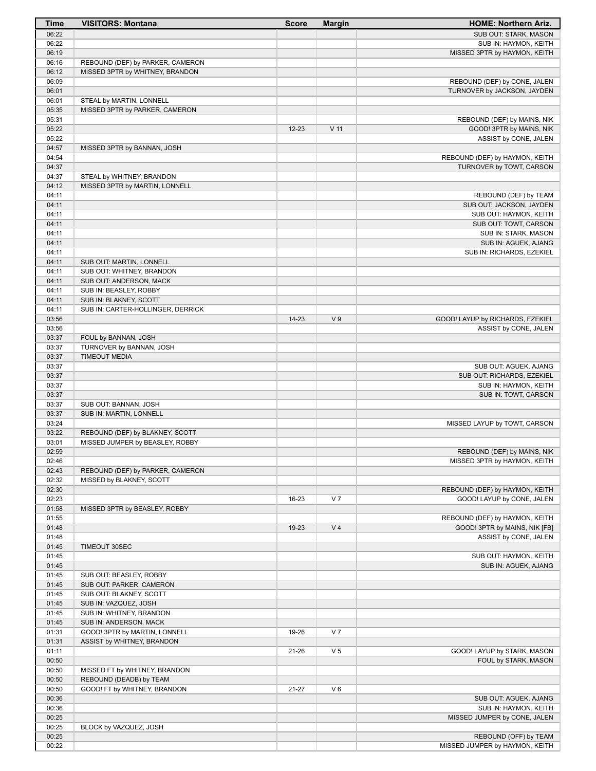| Time | VISITORS: Montana | Score | Margin | HOME: Northern Ariz. |
|---|---|---|---|---|
| 06:22 | | | | SUB OUT: STARK, MASON |
| 06:22 | | | | SUB IN: HAYMON, KEITH |
| 06:19 | | | | MISSED 3PTR by HAYMON, KEITH |
| 06:16 | REBOUND (DEF) by PARKER, CAMERON | | | |
| 06:12 | MISSED 3PTR by WHITNEY, BRANDON | | | |
| 06:09 | | | | REBOUND (DEF) by CONE, JALEN |
| 06:01 | | | | TURNOVER by JACKSON, JAYDEN |
| 06:01 | STEAL by MARTIN, LONNELL | | | |
| 05:35 | MISSED 3PTR by PARKER, CAMERON | | | |
| 05:31 | | | | REBOUND (DEF) by MAINS, NIK |
| 05:22 | | 12-23 | V 11 | GOOD! 3PTR by MAINS, NIK |
| 05:22 | | | | ASSIST by CONE, JALEN |
| 04:57 | MISSED 3PTR by BANNAN, JOSH | | | |
| 04:54 | | | | REBOUND (DEF) by HAYMON, KEITH |
| 04:37 | | | | TURNOVER by TOWT, CARSON |
| 04:37 | STEAL by WHITNEY, BRANDON | | | |
| 04:12 | MISSED 3PTR by MARTIN, LONNELL | | | |
| 04:11 | | | | REBOUND (DEF) by TEAM |
| 04:11 | | | | SUB OUT: JACKSON, JAYDEN |
| 04:11 | | | | SUB OUT: HAYMON, KEITH |
| 04:11 | | | | SUB OUT: TOWT, CARSON |
| 04:11 | | | | SUB IN: STARK, MASON |
| 04:11 | | | | SUB IN: AGUEK, AJANG |
| 04:11 | | | | SUB IN: RICHARDS, EZEKIEL |
| 04:11 | SUB OUT: MARTIN, LONNELL | | | |
| 04:11 | SUB OUT: WHITNEY, BRANDON | | | |
| 04:11 | SUB OUT: ANDERSON, MACK | | | |
| 04:11 | SUB IN: BEASLEY, ROBBY | | | |
| 04:11 | SUB IN: BLAKNEY, SCOTT | | | |
| 04:11 | SUB IN: CARTER-HOLLINGER, DERRICK | | | |
| 03:56 | | 14-23 | V 9 | GOOD! LAYUP by RICHARDS, EZEKIEL |
| 03:56 | | | | ASSIST by CONE, JALEN |
| 03:37 | FOUL by BANNAN, JOSH | | | |
| 03:37 | TURNOVER by BANNAN, JOSH | | | |
| 03:37 | TIMEOUT MEDIA | | | |
| 03:37 | | | | SUB OUT: AGUEK, AJANG |
| 03:37 | | | | SUB OUT: RICHARDS, EZEKIEL |
| 03:37 | | | | SUB IN: HAYMON, KEITH |
| 03:37 | | | | SUB IN: TOWT, CARSON |
| 03:37 | SUB OUT: BANNAN, JOSH | | | |
| 03:37 | SUB IN: MARTIN, LONNELL | | | |
| 03:24 | | | | MISSED LAYUP by TOWT, CARSON |
| 03:22 | REBOUND (DEF) by BLAKNEY, SCOTT | | | |
| 03:01 | MISSED JUMPER by BEASLEY, ROBBY | | | |
| 02:59 | | | | REBOUND (DEF) by MAINS, NIK |
| 02:46 | | | | MISSED 3PTR by HAYMON, KEITH |
| 02:43 | REBOUND (DEF) by PARKER, CAMERON | | | |
| 02:32 | MISSED by BLAKNEY, SCOTT | | | |
| 02:30 | | | | REBOUND (DEF) by HAYMON, KEITH |
| 02:23 | | 16-23 | V 7 | GOOD! LAYUP by CONE, JALEN |
| 01:58 | MISSED 3PTR by BEASLEY, ROBBY | | | |
| 01:55 | | | | REBOUND (DEF) by HAYMON, KEITH |
| 01:48 | | 19-23 | V 4 | GOOD! 3PTR by MAINS, NIK [FB] |
| 01:48 | | | | ASSIST by CONE, JALEN |
| 01:45 | TIMEOUT 30SEC | | | |
| 01:45 | | | | SUB OUT: HAYMON, KEITH |
| 01:45 | | | | SUB IN: AGUEK, AJANG |
| 01:45 | SUB OUT: BEASLEY, ROBBY | | | |
| 01:45 | SUB OUT: PARKER, CAMERON | | | |
| 01:45 | SUB OUT: BLAKNEY, SCOTT | | | |
| 01:45 | SUB IN: VAZQUEZ, JOSH | | | |
| 01:45 | SUB IN: WHITNEY, BRANDON | | | |
| 01:45 | SUB IN: ANDERSON, MACK | | | |
| 01:31 | GOOD! 3PTR by MARTIN, LONNELL | 19-26 | V 7 | |
| 01:31 | ASSIST by WHITNEY, BRANDON | | | |
| 01:11 | | 21-26 | V 5 | GOOD! LAYUP by STARK, MASON |
| 00:50 | | | | FOUL by STARK, MASON |
| 00:50 | MISSED FT by WHITNEY, BRANDON | | | |
| 00:50 | REBOUND (DEADB) by TEAM | | | |
| 00:50 | GOOD! FT by WHITNEY, BRANDON | 21-27 | V 6 | |
| 00:36 | | | | SUB OUT: AGUEK, AJANG |
| 00:36 | | | | SUB IN: HAYMON, KEITH |
| 00:25 | | | | MISSED JUMPER by CONE, JALEN |
| 00:25 | BLOCK by VAZQUEZ, JOSH | | | |
| 00:25 | | | | REBOUND (OFF) by TEAM |
| 00:22 | | | | MISSED JUMPER by HAYMON, KEITH |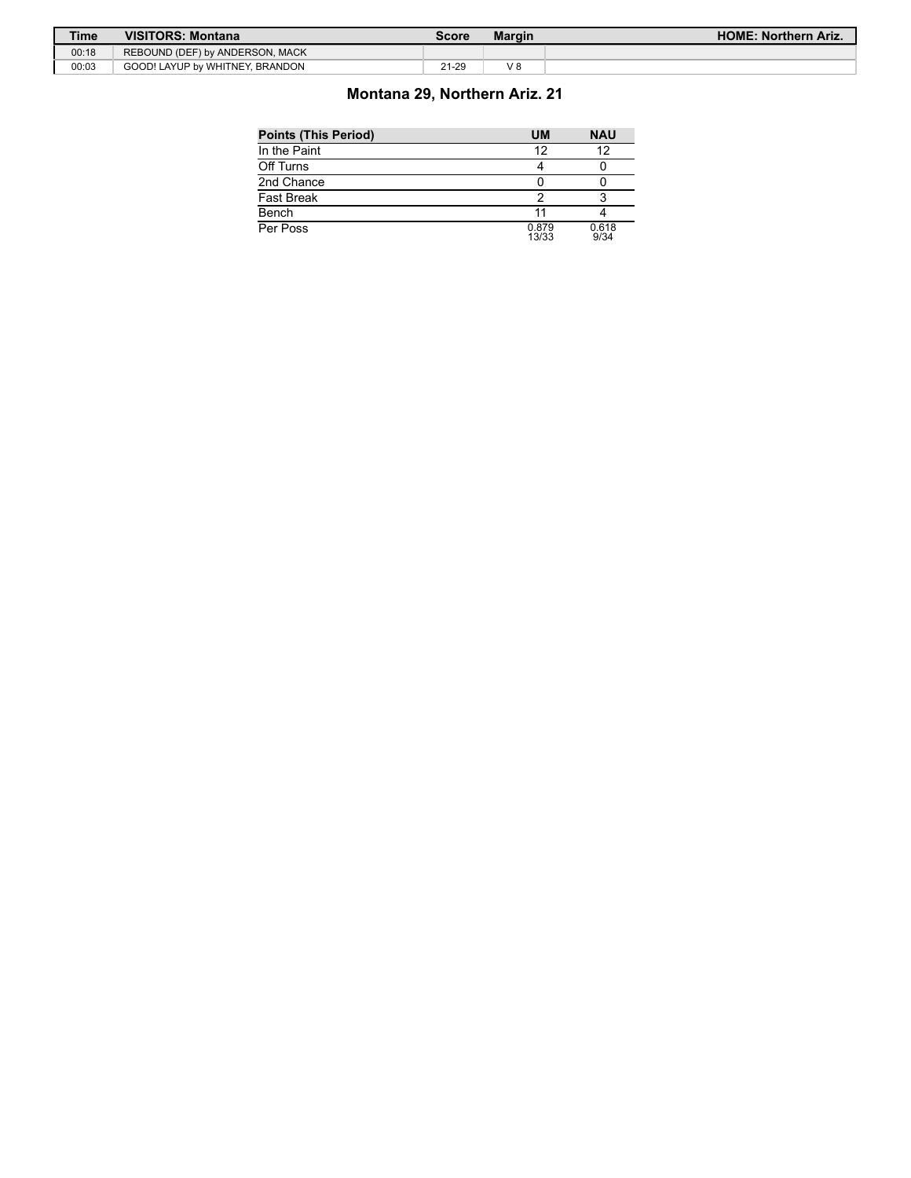| Time | VISITORS: Montana | Score | Margin | HOME: Northern Ariz. |
| --- | --- | --- | --- | --- |
| 00:18 | REBOUND (DEF) by ANDERSON, MACK | | | |
| 00:03 | GOOD! LAYUP by WHITNEY, BRANDON | 21-29 | V 8 | |

## Montana 29, Northern Ariz. 21

| Points (This Period) | UM | NAU |
| --- | --- | --- |
| In the Paint | 12 | 12 |
| Off Turns | 4 | 0 |
| 2nd Chance | 0 | 0 |
| Fast Break | 2 | 3 |
| Bench | 11 | 4 |
| Per Poss | 0.879 13/33 | 0.618 9/34 |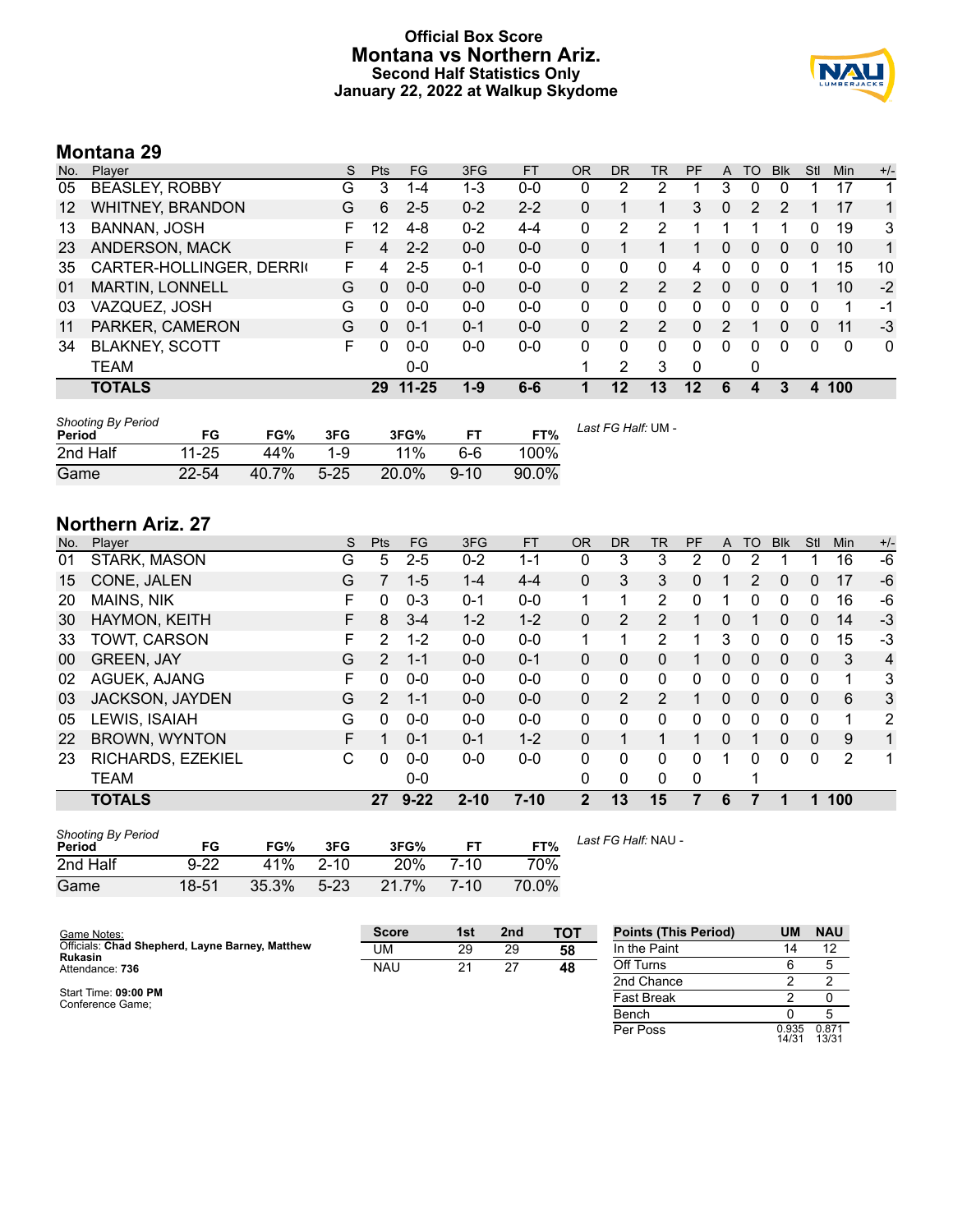# Official Box Score
## Montana vs Northern Ariz.
### Second Half Statistics Only
### January 22, 2022 at Walkup Skydome

## Montana 29

| No. | Player | S | Pts | FG | 3FG | FT | OR | DR | TR | PF | A | TO | Blk | Stl | Min | +/- |
|---|---|---|---|---|---|---|---|---|---|---|---|---|---|---|---|---|
| 05 | BEASLEY, ROBBY | G | 3 | 1-4 | 1-3 | 0-0 | 0 | 2 | 2 | 1 | 3 | 0 | 0 | 1 | 17 | 1 |
| 12 | WHITNEY, BRANDON | G | 6 | 2-5 | 0-2 | 2-2 | 0 | 1 | 1 | 3 | 0 | 2 | 2 | 1 | 17 | 1 |
| 13 | BANNAN, JOSH | F | 12 | 4-8 | 0-2 | 4-4 | 0 | 2 | 2 | 1 | 1 | 1 | 1 | 0 | 19 | 3 |
| 23 | ANDERSON, MACK | F | 4 | 2-2 | 0-0 | 0-0 | 0 | 1 | 1 | 1 | 0 | 0 | 0 | 0 | 10 | 1 |
| 35 | CARTER-HOLLINGER, DERRI( | F | 4 | 2-5 | 0-1 | 0-0 | 0 | 0 | 0 | 4 | 0 | 0 | 0 | 1 | 15 | 10 |
| 01 | MARTIN, LONNELL | G | 0 | 0-0 | 0-0 | 0-0 | 0 | 2 | 2 | 2 | 0 | 0 | 0 | 1 | 10 | -2 |
| 03 | VAZQUEZ, JOSH | G | 0 | 0-0 | 0-0 | 0-0 | 0 | 0 | 0 | 0 | 0 | 0 | 0 | 0 | 1 | -1 |
| 11 | PARKER, CAMERON | G | 0 | 0-1 | 0-1 | 0-0 | 0 | 2 | 2 | 0 | 2 | 1 | 0 | 0 | 11 | -3 |
| 34 | BLAKNEY, SCOTT | F | 0 | 0-0 | 0-0 | 0-0 | 0 | 0 | 0 | 0 | 0 | 0 | 0 | 0 | 0 | 0 |
| | TEAM | | | 0-0 | | | 1 | 2 | 3 | 0 | | 0 | | | | |
| | **TOTALS** | | **29** | **11-25** | **1-9** | **6-6** | **1** | **12** | **13** | **12** | **6** | **4** | **3** | **4** | **100** | |

*Shooting By Period*

| Period | FG | FG% | 3FG | 3FG% | FT | FT% |
|---|---|---|---|---|---|---|
| 2nd Half | 11-25 | 44% | 1-9 | 11% | 6-6 | 100% |
| Game | 22-54 | 40.7% | 5-25 | 20.0% | 9-10 | 90.0% |

*Last FG Half:* UM -

## Northern Ariz. 27

| No. | Player | S | Pts | FG | 3FG | FT | OR | DR | TR | PF | A | TO | Blk | Stl | Min | +/- |
|---|---|---|---|---|---|---|---|---|---|---|---|---|---|---|---|---|
| 01 | STARK, MASON | G | 5 | 2-5 | 0-2 | 1-1 | 0 | 3 | 3 | 2 | 0 | 2 | 1 | 1 | 16 | -6 |
| 15 | CONE, JALEN | G | 7 | 1-5 | 1-4 | 4-4 | 0 | 3 | 3 | 0 | 1 | 2 | 0 | 0 | 17 | -6 |
| 20 | MAINS, NIK | F | 0 | 0-3 | 0-1 | 0-0 | 1 | 1 | 2 | 0 | 1 | 0 | 0 | 0 | 16 | -6 |
| 30 | HAYMON, KEITH | F | 8 | 3-4 | 1-2 | 1-2 | 0 | 2 | 2 | 1 | 0 | 1 | 0 | 0 | 14 | -3 |
| 33 | TOWT, CARSON | F | 2 | 1-2 | 0-0 | 0-0 | 1 | 1 | 2 | 1 | 3 | 0 | 0 | 0 | 15 | -3 |
| 00 | GREEN, JAY | G | 2 | 1-1 | 0-0 | 0-1 | 0 | 0 | 0 | 1 | 0 | 0 | 0 | 0 | 3 | 4 |
| 02 | AGUEK, AJANG | F | 0 | 0-0 | 0-0 | 0-0 | 0 | 0 | 0 | 0 | 0 | 0 | 0 | 0 | 1 | 3 |
| 03 | JACKSON, JAYDEN | G | 2 | 1-1 | 0-0 | 0-0 | 0 | 2 | 2 | 1 | 0 | 0 | 0 | 0 | 6 | 3 |
| 05 | LEWIS, ISAIAH | G | 0 | 0-0 | 0-0 | 0-0 | 0 | 0 | 0 | 0 | 0 | 0 | 0 | 0 | 1 | 2 |
| 22 | BROWN, WYNTON | F | 1 | 0-1 | 0-1 | 1-2 | 0 | 1 | 1 | 1 | 0 | 1 | 0 | 0 | 9 | 1 |
| 23 | RICHARDS, EZEKIEL | C | 0 | 0-0 | 0-0 | 0-0 | 0 | 0 | 0 | 0 | 1 | 0 | 0 | 0 | 2 | 1 |
| | TEAM | | | 0-0 | | | 0 | 0 | 0 | 0 | | 1 | | | | |
| | **TOTALS** | | **27** | **9-22** | **2-10** | **7-10** | **2** | **13** | **15** | **7** | **6** | **7** | **1** | **1** | **100** | |

*Shooting By Period*

| Period | FG | FG% | 3FG | 3FG% | FT | FT% |
|---|---|---|---|---|---|---|
| 2nd Half | 9-22 | 41% | 2-10 | 20% | 7-10 | 70% |
| Game | 18-51 | 35.3% | 5-23 | 21.7% | 7-10 | 70.0% |

*Last FG Half:* NAU -

Game Notes:
Officials: **Chad Shepherd, Layne Barney, Matthew Rukasin**
Attendance: **736**

Start Time: **09:00 PM**
Conference Game;

| Score | 1st | 2nd | TOT |
|---|---|---|---|
| UM | 29 | 29 | **58** |
| NAU | 21 | 27 | **48** |

| Points (This Period) | UM | NAU |
|---|---|---|
| In the Paint | 14 | 12 |
| Off Turns | 6 | 5 |
| 2nd Chance | 2 | 2 |
| Fast Break | 2 | 0 |
| Bench | 0 | 5 |
| Per Poss | 0.935 14/31 | 0.871 13/31 |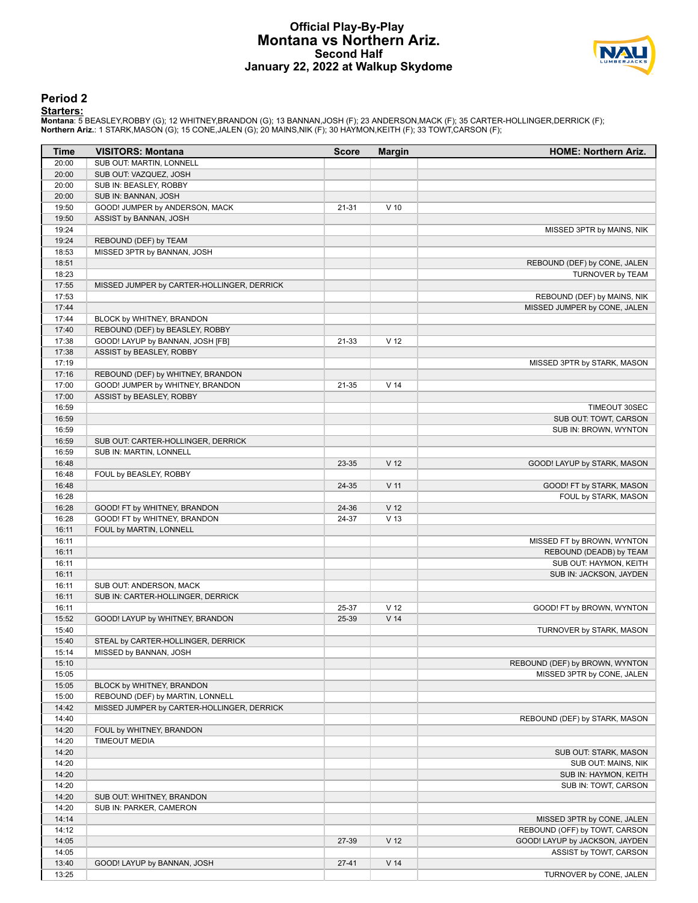# Official Play-By-Play
# Montana vs Northern Ariz.
### Second Half
### January 22, 2022 at Walkup Skydome

## Period 2

**Starters:**

**Montana**: 5 BEASLEY,ROBBY (G); 12 WHITNEY,BRANDON (G); 13 BANNAN,JOSH (F); 23 ANDERSON,MACK (F); 35 CARTER-HOLLINGER,DERRICK (F);
**Northern Ariz.**: 1 STARK,MASON (G); 15 CONE,JALEN (G); 20 MAINS,NIK (F); 30 HAYMON,KEITH (F); 33 TOWT,CARSON (F);

| Time | VISITORS: Montana | Score | Margin | HOME: Northern Ariz. |
|---|---|---|---|---|
| 20:00 | SUB OUT: MARTIN, LONNELL | | | |
| 20:00 | SUB OUT: VAZQUEZ, JOSH | | | |
| 20:00 | SUB IN: BEASLEY, ROBBY | | | |
| 20:00 | SUB IN: BANNAN, JOSH | | | |
| 19:50 | GOOD! JUMPER by ANDERSON, MACK | 21-31 | V 10 | |
| 19:50 | ASSIST by BANNAN, JOSH | | | |
| 19:24 | | | | MISSED 3PTR by MAINS, NIK |
| 19:24 | REBOUND (DEF) by TEAM | | | |
| 18:53 | MISSED 3PTR by BANNAN, JOSH | | | |
| 18:51 | | | | REBOUND (DEF) by CONE, JALEN |
| 18:23 | | | | TURNOVER by TEAM |
| 17:55 | MISSED JUMPER by CARTER-HOLLINGER, DERRICK | | | |
| 17:53 | | | | REBOUND (DEF) by MAINS, NIK |
| 17:44 | | | | MISSED JUMPER by CONE, JALEN |
| 17:44 | BLOCK by WHITNEY, BRANDON | | | |
| 17:40 | REBOUND (DEF) by BEASLEY, ROBBY | | | |
| 17:38 | GOOD! LAYUP by BANNAN, JOSH [FB] | 21-33 | V 12 | |
| 17:38 | ASSIST by BEASLEY, ROBBY | | | |
| 17:19 | | | | MISSED 3PTR by STARK, MASON |
| 17:16 | REBOUND (DEF) by WHITNEY, BRANDON | | | |
| 17:00 | GOOD! JUMPER by WHITNEY, BRANDON | 21-35 | V 14 | |
| 17:00 | ASSIST by BEASLEY, ROBBY | | | |
| 16:59 | | | | TIMEOUT 30SEC |
| 16:59 | | | | SUB OUT: TOWT, CARSON |
| 16:59 | | | | SUB IN: BROWN, WYNTON |
| 16:59 | SUB OUT: CARTER-HOLLINGER, DERRICK | | | |
| 16:59 | SUB IN: MARTIN, LONNELL | | | |
| 16:48 | | 23-35 | V 12 | GOOD! LAYUP by STARK, MASON |
| 16:48 | FOUL by BEASLEY, ROBBY | | | |
| 16:48 | | 24-35 | V 11 | GOOD! FT by STARK, MASON |
| 16:28 | | | | FOUL by STARK, MASON |
| 16:28 | GOOD! FT by WHITNEY, BRANDON | 24-36 | V 12 | |
| 16:28 | GOOD! FT by WHITNEY, BRANDON | 24-37 | V 13 | |
| 16:11 | FOUL by MARTIN, LONNELL | | | |
| 16:11 | | | | MISSED FT by BROWN, WYNTON |
| 16:11 | | | | REBOUND (DEADB) by TEAM |
| 16:11 | | | | SUB OUT: HAYMON, KEITH |
| 16:11 | | | | SUB IN: JACKSON, JAYDEN |
| 16:11 | SUB OUT: ANDERSON, MACK | | | |
| 16:11 | SUB IN: CARTER-HOLLINGER, DERRICK | | | |
| 16:11 | | 25-37 | V 12 | GOOD! FT by BROWN, WYNTON |
| 15:52 | GOOD! LAYUP by WHITNEY, BRANDON | 25-39 | V 14 | |
| 15:40 | | | | TURNOVER by STARK, MASON |
| 15:40 | STEAL by CARTER-HOLLINGER, DERRICK | | | |
| 15:14 | MISSED by BANNAN, JOSH | | | |
| 15:10 | | | | REBOUND (DEF) by BROWN, WYNTON |
| 15:05 | | | | MISSED 3PTR by CONE, JALEN |
| 15:05 | BLOCK by WHITNEY, BRANDON | | | |
| 15:00 | REBOUND (DEF) by MARTIN, LONNELL | | | |
| 14:42 | MISSED JUMPER by CARTER-HOLLINGER, DERRICK | | | |
| 14:40 | | | | REBOUND (DEF) by STARK, MASON |
| 14:20 | FOUL by WHITNEY, BRANDON | | | |
| 14:20 | TIMEOUT MEDIA | | | |
| 14:20 | | | | SUB OUT: STARK, MASON |
| 14:20 | | | | SUB OUT: MAINS, NIK |
| 14:20 | | | | SUB IN: HAYMON, KEITH |
| 14:20 | | | | SUB IN: TOWT, CARSON |
| 14:20 | SUB OUT: WHITNEY, BRANDON | | | |
| 14:20 | SUB IN: PARKER, CAMERON | | | |
| 14:14 | | | | MISSED 3PTR by CONE, JALEN |
| 14:12 | | | | REBOUND (OFF) by TOWT, CARSON |
| 14:05 | | 27-39 | V 12 | GOOD! LAYUP by JACKSON, JAYDEN |
| 14:05 | | | | ASSIST by TOWT, CARSON |
| 13:40 | GOOD! LAYUP by BANNAN, JOSH | 27-41 | V 14 | |
| 13:25 | | | | TURNOVER by CONE, JALEN |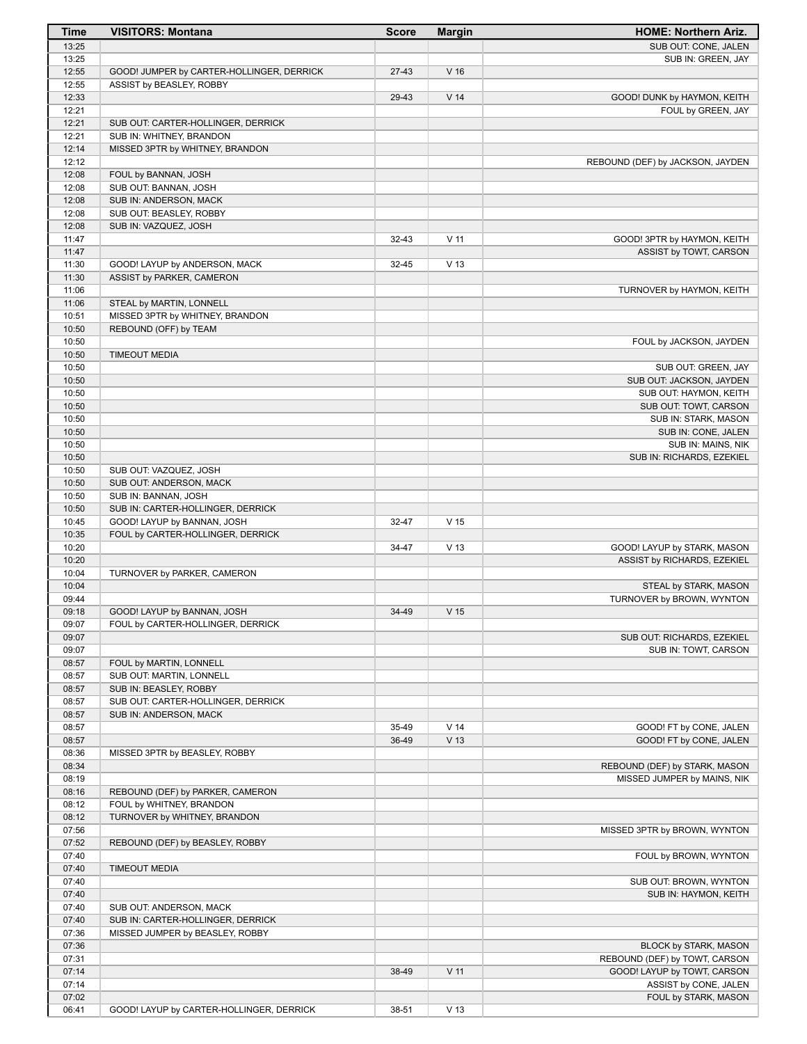| Time | VISITORS: Montana | Score | Margin | HOME: Northern Ariz. |
|---|---|---|---|---|
| 13:25 | | | | SUB OUT: CONE, JALEN |
| 13:25 | | | | SUB IN: GREEN, JAY |
| 12:55 | GOOD! JUMPER by CARTER-HOLLINGER, DERRICK | 27-43 | V 16 | |
| 12:55 | ASSIST by BEASLEY, ROBBY | | | |
| 12:33 | | 29-43 | V 14 | GOOD! DUNK by HAYMON, KEITH |
| 12:21 | | | | FOUL by GREEN, JAY |
| 12:21 | SUB OUT: CARTER-HOLLINGER, DERRICK | | | |
| 12:21 | SUB IN: WHITNEY, BRANDON | | | |
| 12:14 | MISSED 3PTR by WHITNEY, BRANDON | | | |
| 12:12 | | | | REBOUND (DEF) by JACKSON, JAYDEN |
| 12:08 | FOUL by BANNAN, JOSH | | | |
| 12:08 | SUB OUT: BANNAN, JOSH | | | |
| 12:08 | SUB IN: ANDERSON, MACK | | | |
| 12:08 | SUB OUT: BEASLEY, ROBBY | | | |
| 12:08 | SUB IN: VAZQUEZ, JOSH | | | |
| 11:47 | | 32-43 | V 11 | GOOD! 3PTR by HAYMON, KEITH |
| 11:47 | | | | ASSIST by TOWT, CARSON |
| 11:30 | GOOD! LAYUP by ANDERSON, MACK | 32-45 | V 13 | |
| 11:30 | ASSIST by PARKER, CAMERON | | | |
| 11:06 | | | | TURNOVER by HAYMON, KEITH |
| 11:06 | STEAL by MARTIN, LONNELL | | | |
| 10:51 | MISSED 3PTR by WHITNEY, BRANDON | | | |
| 10:50 | REBOUND (OFF) by TEAM | | | |
| 10:50 | | | | FOUL by JACKSON, JAYDEN |
| 10:50 | TIMEOUT MEDIA | | | |
| 10:50 | | | | SUB OUT: GREEN, JAY |
| 10:50 | | | | SUB OUT: JACKSON, JAYDEN |
| 10:50 | | | | SUB OUT: HAYMON, KEITH |
| 10:50 | | | | SUB OUT: TOWT, CARSON |
| 10:50 | | | | SUB IN: STARK, MASON |
| 10:50 | | | | SUB IN: CONE, JALEN |
| 10:50 | | | | SUB IN: MAINS, NIK |
| 10:50 | | | | SUB IN: RICHARDS, EZEKIEL |
| 10:50 | SUB OUT: VAZQUEZ, JOSH | | | |
| 10:50 | SUB OUT: ANDERSON, MACK | | | |
| 10:50 | SUB IN: BANNAN, JOSH | | | |
| 10:50 | SUB IN: CARTER-HOLLINGER, DERRICK | | | |
| 10:45 | GOOD! LAYUP by BANNAN, JOSH | 32-47 | V 15 | |
| 10:35 | FOUL by CARTER-HOLLINGER, DERRICK | | | |
| 10:20 | | 34-47 | V 13 | GOOD! LAYUP by STARK, MASON |
| 10:20 | | | | ASSIST by RICHARDS, EZEKIEL |
| 10:04 | TURNOVER by PARKER, CAMERON | | | |
| 10:04 | | | | STEAL by STARK, MASON |
| 09:44 | | | | TURNOVER by BROWN, WYNTON |
| 09:18 | GOOD! LAYUP by BANNAN, JOSH | 34-49 | V 15 | |
| 09:07 | FOUL by CARTER-HOLLINGER, DERRICK | | | |
| 09:07 | | | | SUB OUT: RICHARDS, EZEKIEL |
| 09:07 | | | | SUB IN: TOWT, CARSON |
| 08:57 | FOUL by MARTIN, LONNELL | | | |
| 08:57 | SUB OUT: MARTIN, LONNELL | | | |
| 08:57 | SUB IN: BEASLEY, ROBBY | | | |
| 08:57 | SUB OUT: CARTER-HOLLINGER, DERRICK | | | |
| 08:57 | SUB IN: ANDERSON, MACK | | | |
| 08:57 | | 35-49 | V 14 | GOOD! FT by CONE, JALEN |
| 08:57 | | 36-49 | V 13 | GOOD! FT by CONE, JALEN |
| 08:36 | MISSED 3PTR by BEASLEY, ROBBY | | | |
| 08:34 | | | | REBOUND (DEF) by STARK, MASON |
| 08:19 | | | | MISSED JUMPER by MAINS, NIK |
| 08:16 | REBOUND (DEF) by PARKER, CAMERON | | | |
| 08:12 | FOUL by WHITNEY, BRANDON | | | |
| 08:12 | TURNOVER by WHITNEY, BRANDON | | | |
| 07:56 | | | | MISSED 3PTR by BROWN, WYNTON |
| 07:52 | REBOUND (DEF) by BEASLEY, ROBBY | | | |
| 07:40 | | | | FOUL by BROWN, WYNTON |
| 07:40 | TIMEOUT MEDIA | | | |
| 07:40 | | | | SUB OUT: BROWN, WYNTON |
| 07:40 | | | | SUB IN: HAYMON, KEITH |
| 07:40 | SUB OUT: ANDERSON, MACK | | | |
| 07:40 | SUB IN: CARTER-HOLLINGER, DERRICK | | | |
| 07:36 | MISSED JUMPER by BEASLEY, ROBBY | | | |
| 07:36 | | | | BLOCK by STARK, MASON |
| 07:31 | | | | REBOUND (DEF) by TOWT, CARSON |
| 07:14 | | 38-49 | V 11 | GOOD! LAYUP by TOWT, CARSON |
| 07:14 | | | | ASSIST by CONE, JALEN |
| 07:02 | | | | FOUL by STARK, MASON |
| 06:41 | GOOD! LAYUP by CARTER-HOLLINGER, DERRICK | 38-51 | V 13 | |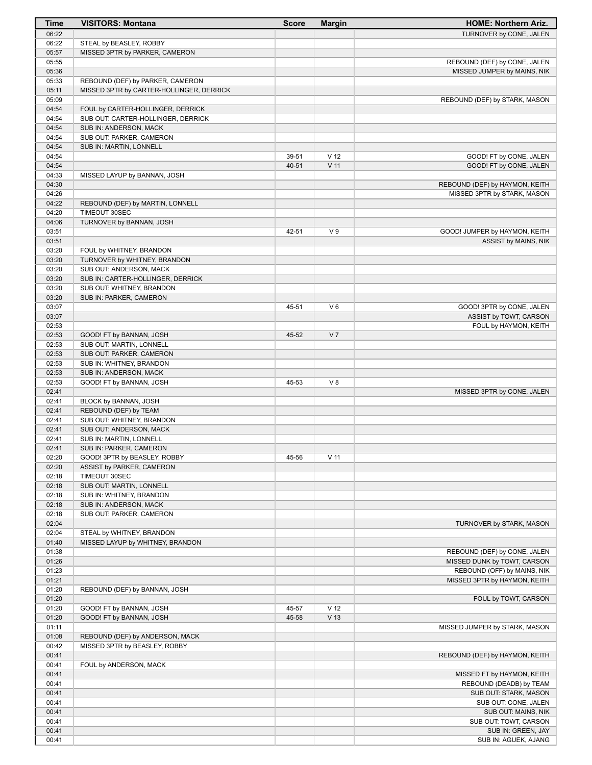| Time | VISITORS: Montana | Score | Margin | HOME: Northern Ariz. |
| --- | --- | --- | --- | --- |
| 06:22 | | | | TURNOVER by CONE, JALEN |
| 06:22 | STEAL by BEASLEY, ROBBY | | | |
| 05:57 | MISSED 3PTR by PARKER, CAMERON | | | |
| 05:55 | | | | REBOUND (DEF) by CONE, JALEN |
| 05:36 | | | | MISSED JUMPER by MAINS, NIK |
| 05:33 | REBOUND (DEF) by PARKER, CAMERON | | | |
| 05:11 | MISSED 3PTR by CARTER-HOLLINGER, DERRICK | | | |
| 05:09 | | | | REBOUND (DEF) by STARK, MASON |
| 04:54 | FOUL by CARTER-HOLLINGER, DERRICK | | | |
| 04:54 | SUB OUT: CARTER-HOLLINGER, DERRICK | | | |
| 04:54 | SUB IN: ANDERSON, MACK | | | |
| 04:54 | SUB OUT: PARKER, CAMERON | | | |
| 04:54 | SUB IN: MARTIN, LONNELL | | | |
| 04:54 | | 39-51 | V 12 | GOOD! FT by CONE, JALEN |
| 04:54 | | 40-51 | V 11 | GOOD! FT by CONE, JALEN |
| 04:33 | MISSED LAYUP by BANNAN, JOSH | | | |
| 04:30 | | | | REBOUND (DEF) by HAYMON, KEITH |
| 04:26 | | | | MISSED 3PTR by STARK, MASON |
| 04:22 | REBOUND (DEF) by MARTIN, LONNELL | | | |
| 04:20 | TIMEOUT 30SEC | | | |
| 04:06 | TURNOVER by BANNAN, JOSH | | | |
| 03:51 | | 42-51 | V 9 | GOOD! JUMPER by HAYMON, KEITH |
| 03:51 | | | | ASSIST by MAINS, NIK |
| 03:20 | FOUL by WHITNEY, BRANDON | | | |
| 03:20 | TURNOVER by WHITNEY, BRANDON | | | |
| 03:20 | SUB OUT: ANDERSON, MACK | | | |
| 03:20 | SUB IN: CARTER-HOLLINGER, DERRICK | | | |
| 03:20 | SUB OUT: WHITNEY, BRANDON | | | |
| 03:20 | SUB IN: PARKER, CAMERON | | | |
| 03:07 | | 45-51 | V 6 | GOOD! 3PTR by CONE, JALEN |
| 03:07 | | | | ASSIST by TOWT, CARSON |
| 02:53 | | | | FOUL by HAYMON, KEITH |
| 02:53 | GOOD! FT by BANNAN, JOSH | 45-52 | V 7 | |
| 02:53 | SUB OUT: MARTIN, LONNELL | | | |
| 02:53 | SUB OUT: PARKER, CAMERON | | | |
| 02:53 | SUB IN: WHITNEY, BRANDON | | | |
| 02:53 | SUB IN: ANDERSON, MACK | | | |
| 02:53 | GOOD! FT by BANNAN, JOSH | 45-53 | V 8 | |
| 02:41 | | | | MISSED 3PTR by CONE, JALEN |
| 02:41 | BLOCK by BANNAN, JOSH | | | |
| 02:41 | REBOUND (DEF) by TEAM | | | |
| 02:41 | SUB OUT: WHITNEY, BRANDON | | | |
| 02:41 | SUB OUT: ANDERSON, MACK | | | |
| 02:41 | SUB IN: MARTIN, LONNELL | | | |
| 02:41 | SUB IN: PARKER, CAMERON | | | |
| 02:20 | GOOD! 3PTR by BEASLEY, ROBBY | 45-56 | V 11 | |
| 02:20 | ASSIST by PARKER, CAMERON | | | |
| 02:18 | TIMEOUT 30SEC | | | |
| 02:18 | SUB OUT: MARTIN, LONNELL | | | |
| 02:18 | SUB IN: WHITNEY, BRANDON | | | |
| 02:18 | SUB IN: ANDERSON, MACK | | | |
| 02:18 | SUB OUT: PARKER, CAMERON | | | |
| 02:04 | | | | TURNOVER by STARK, MASON |
| 02:04 | STEAL by WHITNEY, BRANDON | | | |
| 01:40 | MISSED LAYUP by WHITNEY, BRANDON | | | |
| 01:38 | | | | REBOUND (DEF) by CONE, JALEN |
| 01:26 | | | | MISSED DUNK by TOWT, CARSON |
| 01:23 | | | | REBOUND (OFF) by MAINS, NIK |
| 01:21 | | | | MISSED 3PTR by HAYMON, KEITH |
| 01:20 | REBOUND (DEF) by BANNAN, JOSH | | | |
| 01:20 | | | | FOUL by TOWT, CARSON |
| 01:20 | GOOD! FT by BANNAN, JOSH | 45-57 | V 12 | |
| 01:20 | GOOD! FT by BANNAN, JOSH | 45-58 | V 13 | |
| 01:11 | | | | MISSED JUMPER by STARK, MASON |
| 01:08 | REBOUND (DEF) by ANDERSON, MACK | | | |
| 00:42 | MISSED 3PTR by BEASLEY, ROBBY | | | |
| 00:41 | | | | REBOUND (DEF) by HAYMON, KEITH |
| 00:41 | FOUL by ANDERSON, MACK | | | |
| 00:41 | | | | MISSED FT by HAYMON, KEITH |
| 00:41 | | | | REBOUND (DEADB) by TEAM |
| 00:41 | | | | SUB OUT: STARK, MASON |
| 00:41 | | | | SUB OUT: CONE, JALEN |
| 00:41 | | | | SUB OUT: MAINS, NIK |
| 00:41 | | | | SUB OUT: TOWT, CARSON |
| 00:41 | | | | SUB IN: GREEN, JAY |
| 00:41 | | | | SUB IN: AGUEK, AJANG |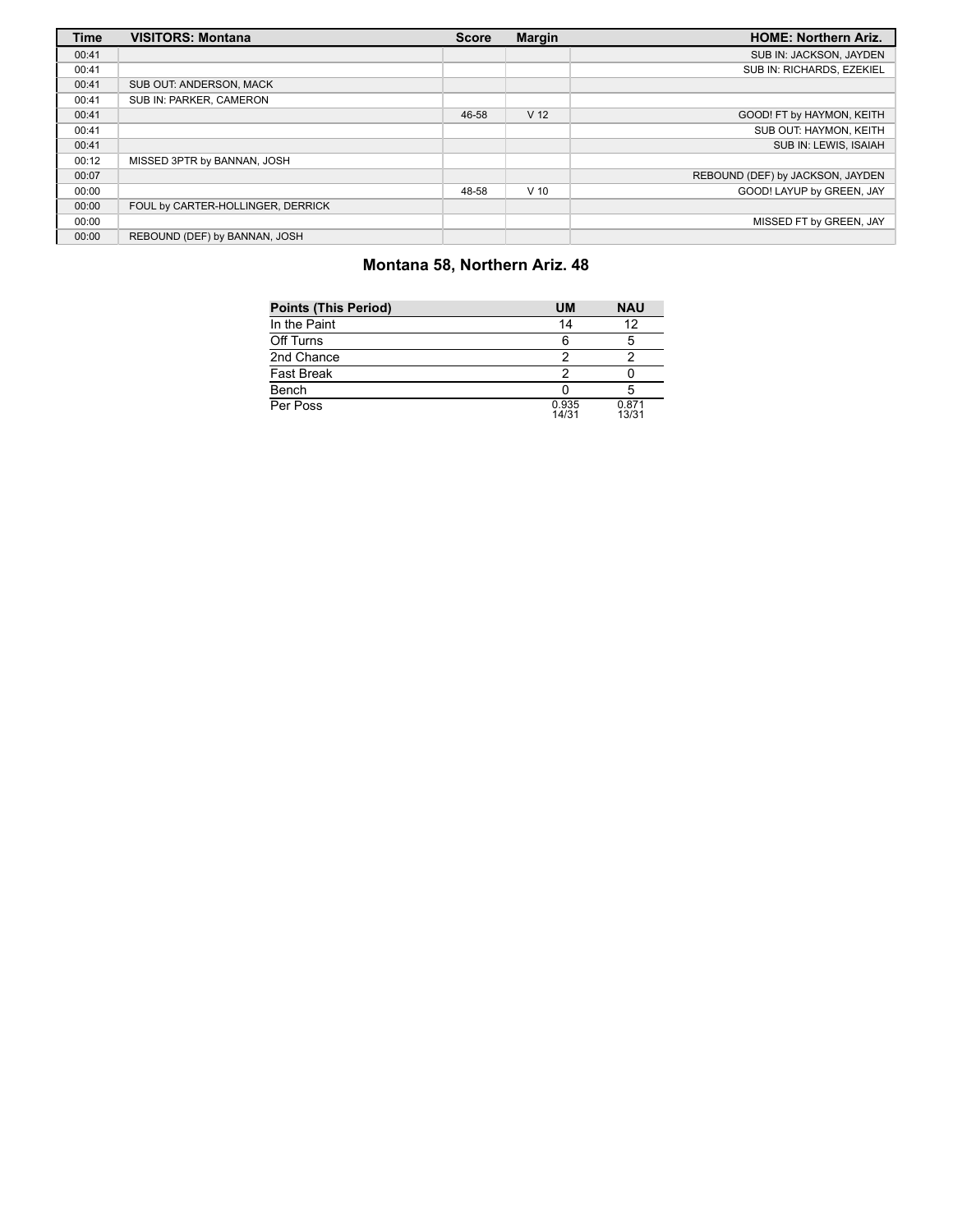| Time | VISITORS: Montana | Score | Margin | HOME: Northern Ariz. |
| --- | --- | --- | --- | --- |
| 00:41 | | | | SUB IN: JACKSON, JAYDEN |
| 00:41 | | | | SUB IN: RICHARDS, EZEKIEL |
| 00:41 | SUB OUT: ANDERSON, MACK | | | |
| 00:41 | SUB IN: PARKER, CAMERON | | | |
| 00:41 | | 46-58 | V 12 | GOOD! FT by HAYMON, KEITH |
| 00:41 | | | | SUB OUT: HAYMON, KEITH |
| 00:41 | | | | SUB IN: LEWIS, ISAIAH |
| 00:12 | MISSED 3PTR by BANNAN, JOSH | | | |
| 00:07 | | | | REBOUND (DEF) by JACKSON, JAYDEN |
| 00:00 | | 48-58 | V 10 | GOOD! LAYUP by GREEN, JAY |
| 00:00 | FOUL by CARTER-HOLLINGER, DERRICK | | | |
| 00:00 | | | | MISSED FT by GREEN, JAY |
| 00:00 | REBOUND (DEF) by BANNAN, JOSH | | | |

## Montana 58, Northern Ariz. 48

| Points (This Period) | UM | NAU |
| --- | --- | --- |
| In the Paint | 14 | 12 |
| Off Turns | 6 | 5 |
| 2nd Chance | 2 | 2 |
| Fast Break | 2 | 0 |
| Bench | 0 | 5 |
| Per Poss | 0.935 14/31 | 0.871 13/31 |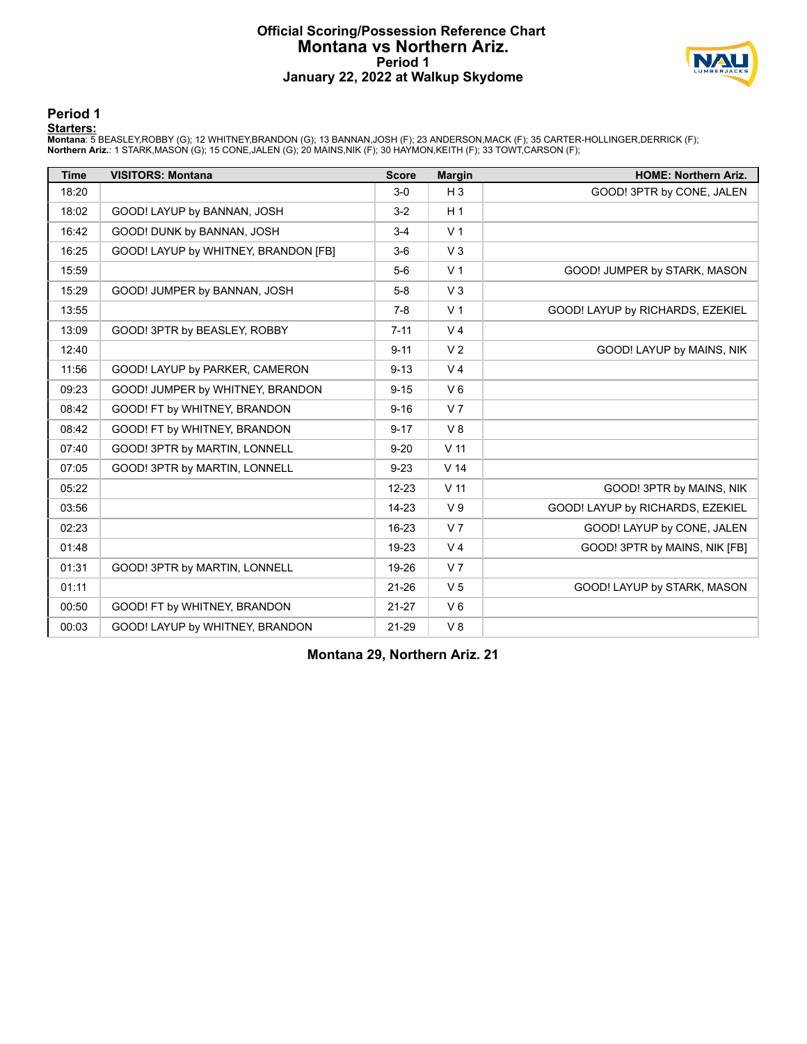# Official Scoring/Possession Reference Chart
## Montana vs Northern Ariz.
### Period 1
### January 22, 2022 at Walkup Skydome

## Period 1

**Starters:**

**Montana**: 5 BEASLEY,ROBBY (G); 12 WHITNEY,BRANDON (G); 13 BANNAN,JOSH (F); 23 ANDERSON,MACK (F); 35 CARTER-HOLLINGER,DERRICK (F);
**Northern Ariz.**: 1 STARK,MASON (G); 15 CONE,JALEN (G); 20 MAINS,NIK (F); 30 HAYMON,KEITH (F); 33 TOWT,CARSON (F);

| Time | VISITORS: Montana | Score | Margin | HOME: Northern Ariz. |
|---|---|---|---|---|
| 18:20 | | 3-0 | H 3 | GOOD! 3PTR by CONE, JALEN |
| 18:02 | GOOD! LAYUP by BANNAN, JOSH | 3-2 | H 1 | |
| 16:42 | GOOD! DUNK by BANNAN, JOSH | 3-4 | V 1 | |
| 16:25 | GOOD! LAYUP by WHITNEY, BRANDON [FB] | 3-6 | V 3 | |
| 15:59 | | 5-6 | V 1 | GOOD! JUMPER by STARK, MASON |
| 15:29 | GOOD! JUMPER by BANNAN, JOSH | 5-8 | V 3 | |
| 13:55 | | 7-8 | V 1 | GOOD! LAYUP by RICHARDS, EZEKIEL |
| 13:09 | GOOD! 3PTR by BEASLEY, ROBBY | 7-11 | V 4 | |
| 12:40 | | 9-11 | V 2 | GOOD! LAYUP by MAINS, NIK |
| 11:56 | GOOD! LAYUP by PARKER, CAMERON | 9-13 | V 4 | |
| 09:23 | GOOD! JUMPER by WHITNEY, BRANDON | 9-15 | V 6 | |
| 08:42 | GOOD! FT by WHITNEY, BRANDON | 9-16 | V 7 | |
| 08:42 | GOOD! FT by WHITNEY, BRANDON | 9-17 | V 8 | |
| 07:40 | GOOD! 3PTR by MARTIN, LONNELL | 9-20 | V 11 | |
| 07:05 | GOOD! 3PTR by MARTIN, LONNELL | 9-23 | V 14 | |
| 05:22 | | 12-23 | V 11 | GOOD! 3PTR by MAINS, NIK |
| 03:56 | | 14-23 | V 9 | GOOD! LAYUP by RICHARDS, EZEKIEL |
| 02:23 | | 16-23 | V 7 | GOOD! LAYUP by CONE, JALEN |
| 01:48 | | 19-23 | V 4 | GOOD! 3PTR by MAINS, NIK [FB] |
| 01:31 | GOOD! 3PTR by MARTIN, LONNELL | 19-26 | V 7 | |
| 01:11 | | 21-26 | V 5 | GOOD! LAYUP by STARK, MASON |
| 00:50 | GOOD! FT by WHITNEY, BRANDON | 21-27 | V 6 | |
| 00:03 | GOOD! LAYUP by WHITNEY, BRANDON | 21-29 | V 8 | |

**Montana 29, Northern Ariz. 21**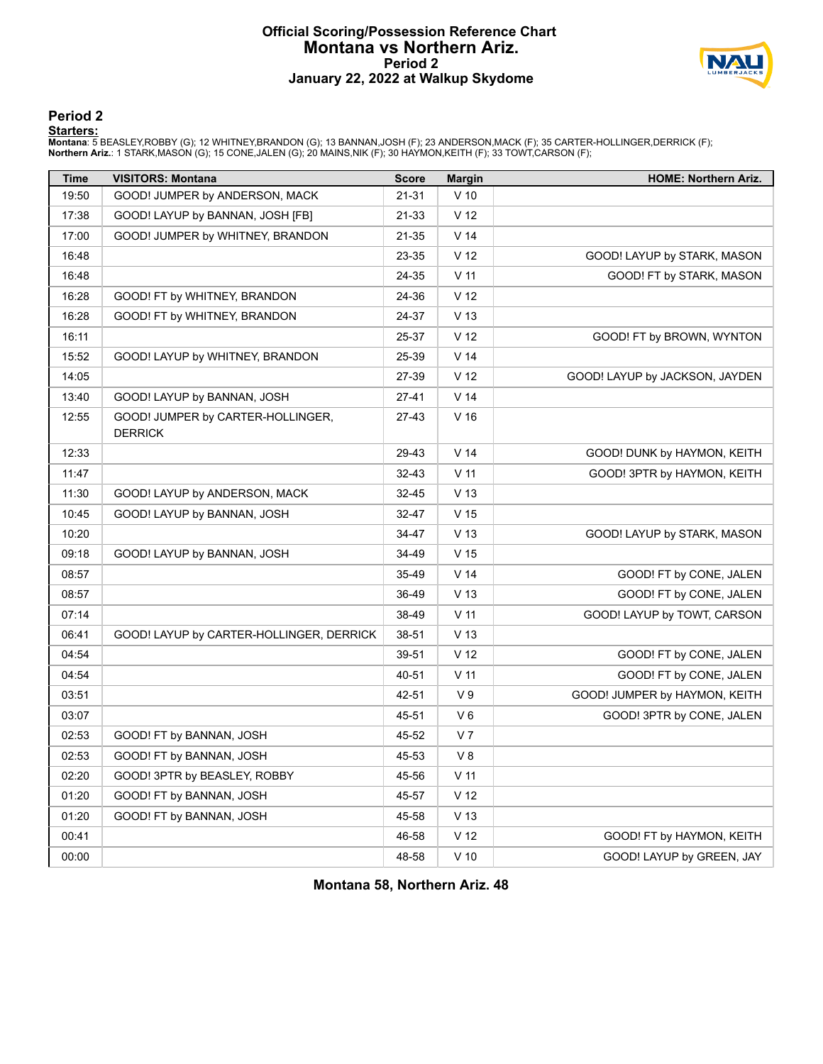# Official Scoring/Possession Reference Chart
## Montana vs Northern Ariz.
### Period 2
### January 22, 2022 at Walkup Skydome

### Period 2

**Starters:**

**Montana**: 5 BEASLEY,ROBBY (G); 12 WHITNEY,BRANDON (G); 13 BANNAN,JOSH (F); 23 ANDERSON,MACK (F); 35 CARTER-HOLLINGER,DERRICK (F);
**Northern Ariz.**: 1 STARK,MASON (G); 15 CONE,JALEN (G); 20 MAINS,NIK (F); 30 HAYMON,KEITH (F); 33 TOWT,CARSON (F);

| Time | VISITORS: Montana | Score | Margin | HOME: Northern Ariz. |
|---|---|---|---|---|
| 19:50 | GOOD! JUMPER by ANDERSON, MACK | 21-31 | V 10 | |
| 17:38 | GOOD! LAYUP by BANNAN, JOSH [FB] | 21-33 | V 12 | |
| 17:00 | GOOD! JUMPER by WHITNEY, BRANDON | 21-35 | V 14 | |
| 16:48 | | 23-35 | V 12 | GOOD! LAYUP by STARK, MASON |
| 16:48 | | 24-35 | V 11 | GOOD! FT by STARK, MASON |
| 16:28 | GOOD! FT by WHITNEY, BRANDON | 24-36 | V 12 | |
| 16:28 | GOOD! FT by WHITNEY, BRANDON | 24-37 | V 13 | |
| 16:11 | | 25-37 | V 12 | GOOD! FT by BROWN, WYNTON |
| 15:52 | GOOD! LAYUP by WHITNEY, BRANDON | 25-39 | V 14 | |
| 14:05 | | 27-39 | V 12 | GOOD! LAYUP by JACKSON, JAYDEN |
| 13:40 | GOOD! LAYUP by BANNAN, JOSH | 27-41 | V 14 | |
| 12:55 | GOOD! JUMPER by CARTER-HOLLINGER, DERRICK | 27-43 | V 16 | |
| 12:33 | | 29-43 | V 14 | GOOD! DUNK by HAYMON, KEITH |
| 11:47 | | 32-43 | V 11 | GOOD! 3PTR by HAYMON, KEITH |
| 11:30 | GOOD! LAYUP by ANDERSON, MACK | 32-45 | V 13 | |
| 10:45 | GOOD! LAYUP by BANNAN, JOSH | 32-47 | V 15 | |
| 10:20 | | 34-47 | V 13 | GOOD! LAYUP by STARK, MASON |
| 09:18 | GOOD! LAYUP by BANNAN, JOSH | 34-49 | V 15 | |
| 08:57 | | 35-49 | V 14 | GOOD! FT by CONE, JALEN |
| 08:57 | | 36-49 | V 13 | GOOD! FT by CONE, JALEN |
| 07:14 | | 38-49 | V 11 | GOOD! LAYUP by TOWT, CARSON |
| 06:41 | GOOD! LAYUP by CARTER-HOLLINGER, DERRICK | 38-51 | V 13 | |
| 04:54 | | 39-51 | V 12 | GOOD! FT by CONE, JALEN |
| 04:54 | | 40-51 | V 11 | GOOD! FT by CONE, JALEN |
| 03:51 | | 42-51 | V 9 | GOOD! JUMPER by HAYMON, KEITH |
| 03:07 | | 45-51 | V 6 | GOOD! 3PTR by CONE, JALEN |
| 02:53 | GOOD! FT by BANNAN, JOSH | 45-52 | V 7 | |
| 02:53 | GOOD! FT by BANNAN, JOSH | 45-53 | V 8 | |
| 02:20 | GOOD! 3PTR by BEASLEY, ROBBY | 45-56 | V 11 | |
| 01:20 | GOOD! FT by BANNAN, JOSH | 45-57 | V 12 | |
| 01:20 | GOOD! FT by BANNAN, JOSH | 45-58 | V 13 | |
| 00:41 | | 46-58 | V 12 | GOOD! FT by HAYMON, KEITH |
| 00:00 | | 48-58 | V 10 | GOOD! LAYUP by GREEN, JAY |

**Montana 58, Northern Ariz. 48**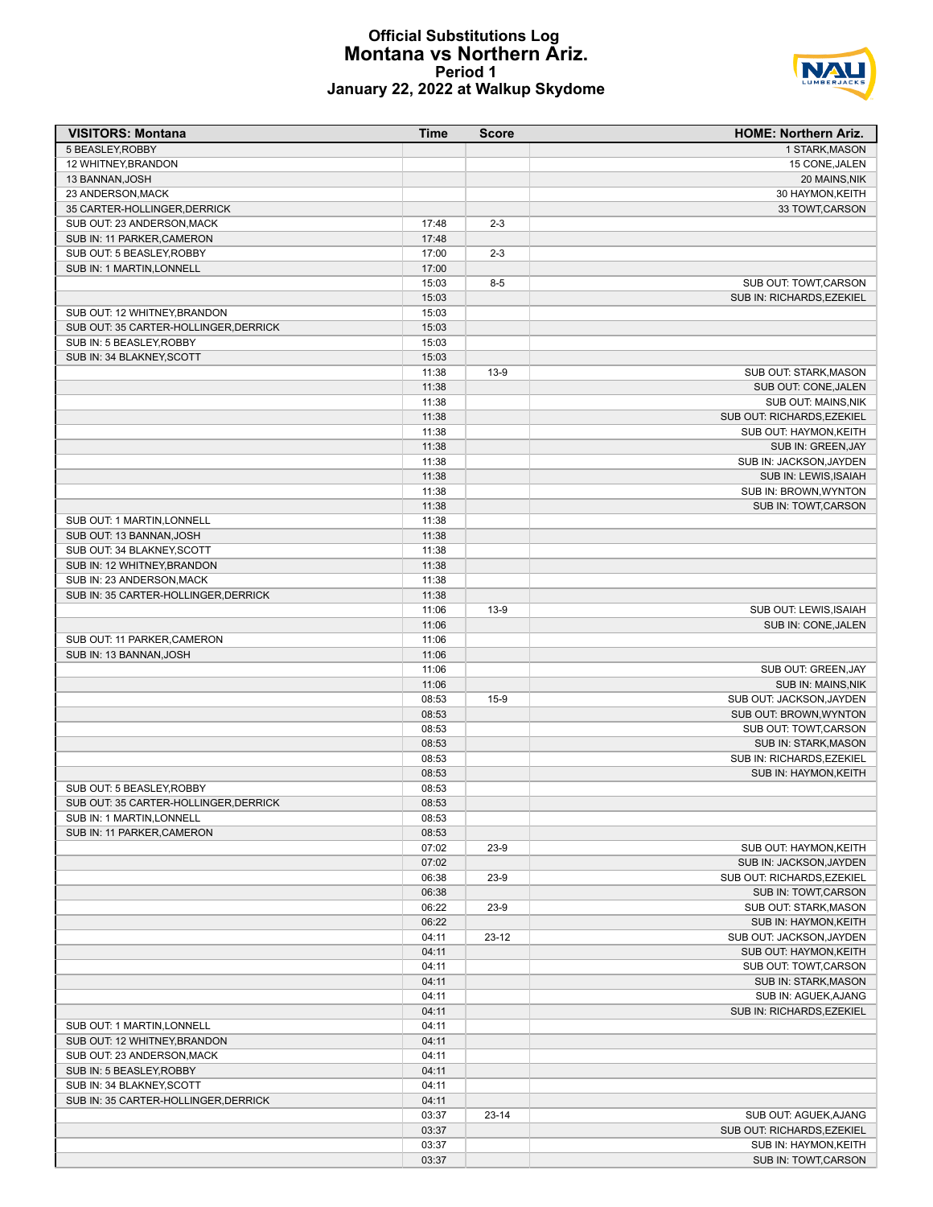# Official Substitutions Log
## Montana vs Northern Ariz.
### Period 1
### January 22, 2022 at Walkup Skydome

| VISITORS: Montana | Time | Score | HOME: Northern Ariz. |
|---|---|---|---|
| 5 BEASLEY,ROBBY | | | 1 STARK,MASON |
| 12 WHITNEY,BRANDON | | | 15 CONE,JALEN |
| 13 BANNAN,JOSH | | | 20 MAINS,NIK |
| 23 ANDERSON,MACK | | | 30 HAYMON,KEITH |
| 35 CARTER-HOLLINGER,DERRICK | | | 33 TOWT,CARSON |
| SUB OUT: 23 ANDERSON,MACK | 17:48 | 2-3 | |
| SUB IN: 11 PARKER,CAMERON | 17:48 | | |
| SUB OUT: 5 BEASLEY,ROBBY | 17:00 | 2-3 | |
| SUB IN: 1 MARTIN,LONNELL | 17:00 | | |
| | 15:03 | 8-5 | SUB OUT: TOWT,CARSON |
| | 15:03 | | SUB IN: RICHARDS,EZEKIEL |
| SUB OUT: 12 WHITNEY,BRANDON | 15:03 | | |
| SUB OUT: 35 CARTER-HOLLINGER,DERRICK | 15:03 | | |
| SUB IN: 5 BEASLEY,ROBBY | 15:03 | | |
| SUB IN: 34 BLAKNEY,SCOTT | 15:03 | | |
| | 11:38 | 13-9 | SUB OUT: STARK,MASON |
| | 11:38 | | SUB OUT: CONE,JALEN |
| | 11:38 | | SUB OUT: MAINS,NIK |
| | 11:38 | | SUB OUT: RICHARDS,EZEKIEL |
| | 11:38 | | SUB OUT: HAYMON,KEITH |
| | 11:38 | | SUB IN: GREEN,JAY |
| | 11:38 | | SUB IN: JACKSON,JAYDEN |
| | 11:38 | | SUB IN: LEWIS,ISAIAH |
| | 11:38 | | SUB IN: BROWN,WYNTON |
| | 11:38 | | SUB IN: TOWT,CARSON |
| SUB OUT: 1 MARTIN,LONNELL | 11:38 | | |
| SUB OUT: 13 BANNAN,JOSH | 11:38 | | |
| SUB OUT: 34 BLAKNEY,SCOTT | 11:38 | | |
| SUB IN: 12 WHITNEY,BRANDON | 11:38 | | |
| SUB IN: 23 ANDERSON,MACK | 11:38 | | |
| SUB IN: 35 CARTER-HOLLINGER,DERRICK | 11:38 | | |
| | 11:06 | 13-9 | SUB OUT: LEWIS,ISAIAH |
| | 11:06 | | SUB IN: CONE,JALEN |
| SUB OUT: 11 PARKER,CAMERON | 11:06 | | |
| SUB IN: 13 BANNAN,JOSH | 11:06 | | |
| | 11:06 | | SUB OUT: GREEN,JAY |
| | 11:06 | | SUB IN: MAINS,NIK |
| | 08:53 | 15-9 | SUB OUT: JACKSON,JAYDEN |
| | 08:53 | | SUB OUT: BROWN,WYNTON |
| | 08:53 | | SUB OUT: TOWT,CARSON |
| | 08:53 | | SUB IN: STARK,MASON |
| | 08:53 | | SUB IN: RICHARDS,EZEKIEL |
| | 08:53 | | SUB IN: HAYMON,KEITH |
| SUB OUT: 5 BEASLEY,ROBBY | 08:53 | | |
| SUB OUT: 35 CARTER-HOLLINGER,DERRICK | 08:53 | | |
| SUB IN: 1 MARTIN,LONNELL | 08:53 | | |
| SUB IN: 11 PARKER,CAMERON | 08:53 | | |
| | 07:02 | 23-9 | SUB OUT: HAYMON,KEITH |
| | 07:02 | | SUB IN: JACKSON,JAYDEN |
| | 06:38 | 23-9 | SUB OUT: RICHARDS,EZEKIEL |
| | 06:38 | | SUB IN: TOWT,CARSON |
| | 06:22 | 23-9 | SUB OUT: STARK,MASON |
| | 06:22 | | SUB IN: HAYMON,KEITH |
| | 04:11 | 23-12 | SUB OUT: JACKSON,JAYDEN |
| | 04:11 | | SUB OUT: HAYMON,KEITH |
| | 04:11 | | SUB OUT: TOWT,CARSON |
| | 04:11 | | SUB IN: STARK,MASON |
| | 04:11 | | SUB IN: AGUEK,AJANG |
| | 04:11 | | SUB IN: RICHARDS,EZEKIEL |
| SUB OUT: 1 MARTIN,LONNELL | 04:11 | | |
| SUB OUT: 12 WHITNEY,BRANDON | 04:11 | | |
| SUB OUT: 23 ANDERSON,MACK | 04:11 | | |
| SUB IN: 5 BEASLEY,ROBBY | 04:11 | | |
| SUB IN: 34 BLAKNEY,SCOTT | 04:11 | | |
| SUB IN: 35 CARTER-HOLLINGER,DERRICK | 04:11 | | |
| | 03:37 | 23-14 | SUB OUT: AGUEK,AJANG |
| | 03:37 | | SUB OUT: RICHARDS,EZEKIEL |
| | 03:37 | | SUB IN: HAYMON,KEITH |
| | 03:37 | | SUB IN: TOWT,CARSON |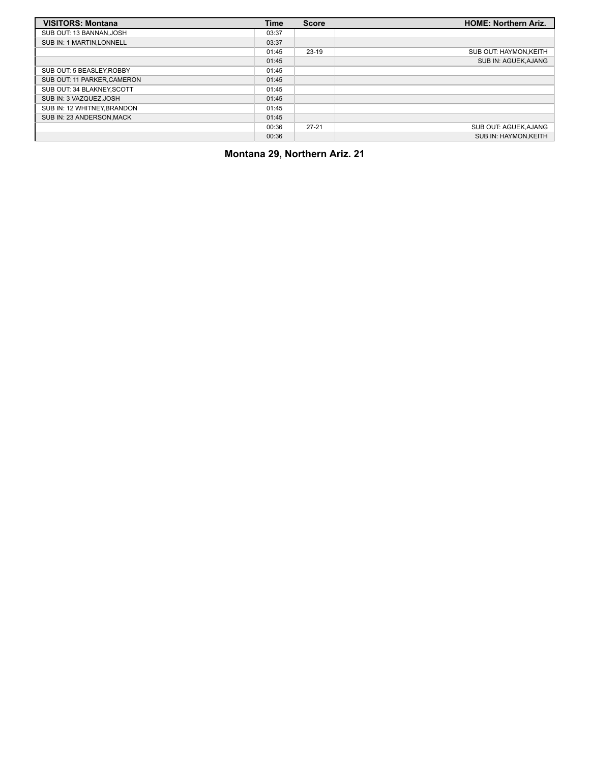| VISITORS: Montana | Time | Score | HOME: Northern Ariz. |
|---|---|---|---|
| SUB OUT: 13 BANNAN,JOSH | 03:37 | | |
| SUB IN: 1 MARTIN,LONNELL | 03:37 | | |
| | 01:45 | 23-19 | SUB OUT: HAYMON,KEITH |
| | 01:45 | | SUB IN: AGUEK,AJANG |
| SUB OUT: 5 BEASLEY,ROBBY | 01:45 | | |
| SUB OUT: 11 PARKER,CAMERON | 01:45 | | |
| SUB OUT: 34 BLAKNEY,SCOTT | 01:45 | | |
| SUB IN: 3 VAZQUEZ,JOSH | 01:45 | | |
| SUB IN: 12 WHITNEY,BRANDON | 01:45 | | |
| SUB IN: 23 ANDERSON,MACK | 01:45 | | |
| | 00:36 | 27-21 | SUB OUT: AGUEK,AJANG |
| | 00:36 | | SUB IN: HAYMON,KEITH |

**Montana 29, Northern Ariz. 21**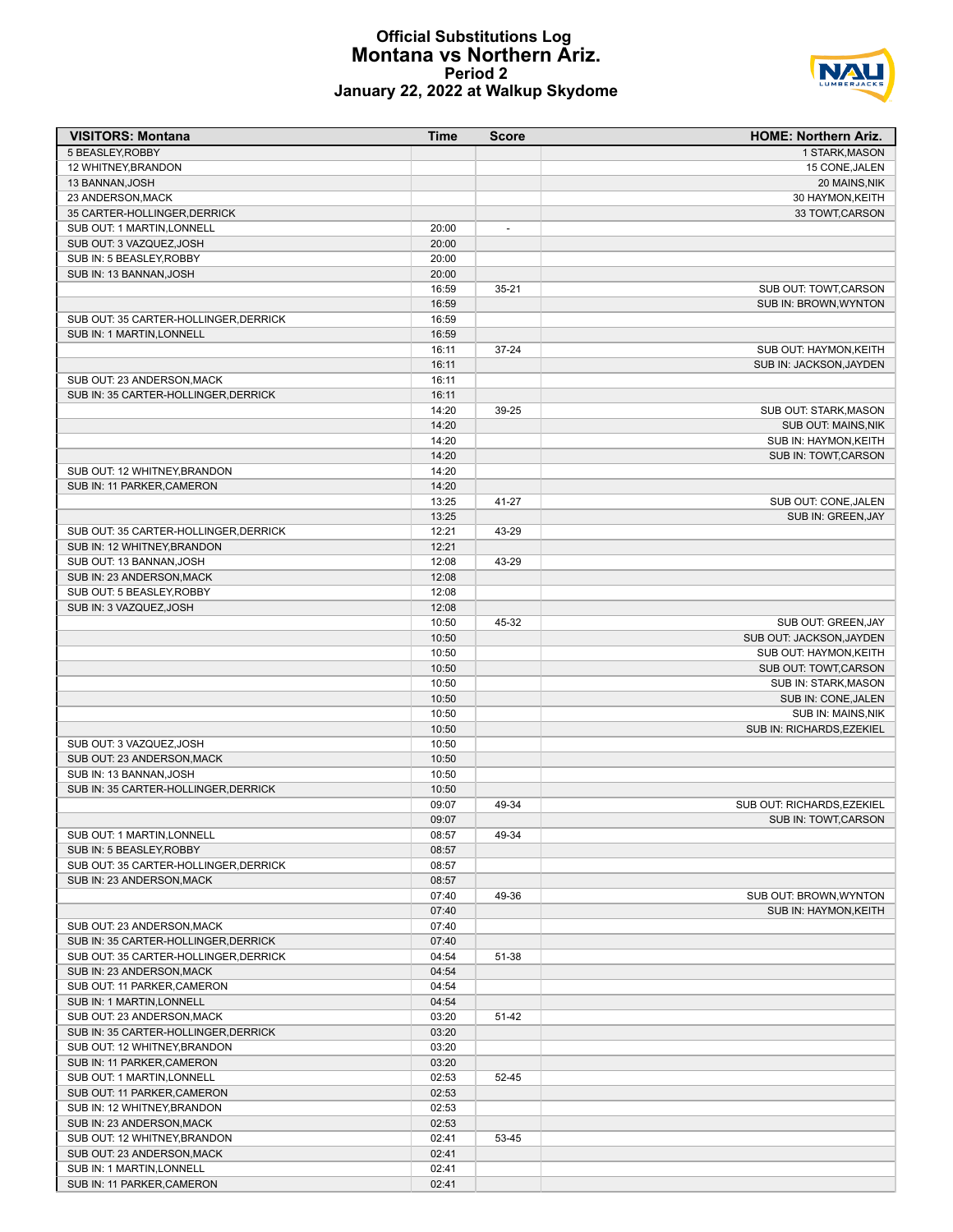# Official Substitutions Log
## Montana vs Northern Ariz.
### Period 2
### January 22, 2022 at Walkup Skydome

| VISITORS: Montana | Time | Score | HOME: Northern Ariz. |
|---|---|---|---|
| 5 BEASLEY,ROBBY | | | 1 STARK,MASON |
| 12 WHITNEY,BRANDON | | | 15 CONE,JALEN |
| 13 BANNAN,JOSH | | | 20 MAINS,NIK |
| 23 ANDERSON,MACK | | | 30 HAYMON,KEITH |
| 35 CARTER-HOLLINGER,DERRICK | | | 33 TOWT,CARSON |
| SUB OUT: 1 MARTIN,LONNELL | 20:00 | - | |
| SUB OUT: 3 VAZQUEZ,JOSH | 20:00 | | |
| SUB IN: 5 BEASLEY,ROBBY | 20:00 | | |
| SUB IN: 13 BANNAN,JOSH | 20:00 | | |
| | 16:59 | 35-21 | SUB OUT: TOWT,CARSON |
| | 16:59 | | SUB IN: BROWN,WYNTON |
| SUB OUT: 35 CARTER-HOLLINGER,DERRICK | 16:59 | | |
| SUB IN: 1 MARTIN,LONNELL | 16:59 | | |
| | 16:11 | 37-24 | SUB OUT: HAYMON,KEITH |
| | 16:11 | | SUB IN: JACKSON,JAYDEN |
| SUB OUT: 23 ANDERSON,MACK | 16:11 | | |
| SUB IN: 35 CARTER-HOLLINGER,DERRICK | 16:11 | | |
| | 14:20 | 39-25 | SUB OUT: STARK,MASON |
| | 14:20 | | SUB OUT: MAINS,NIK |
| | 14:20 | | SUB IN: HAYMON,KEITH |
| | 14:20 | | SUB IN: TOWT,CARSON |
| SUB OUT: 12 WHITNEY,BRANDON | 14:20 | | |
| SUB IN: 11 PARKER,CAMERON | 14:20 | | |
| | 13:25 | 41-27 | SUB OUT: CONE,JALEN |
| | 13:25 | | SUB IN: GREEN,JAY |
| SUB OUT: 35 CARTER-HOLLINGER,DERRICK | 12:21 | 43-29 | |
| SUB IN: 12 WHITNEY,BRANDON | 12:21 | | |
| SUB OUT: 13 BANNAN,JOSH | 12:08 | 43-29 | |
| SUB IN: 23 ANDERSON,MACK | 12:08 | | |
| SUB OUT: 5 BEASLEY,ROBBY | 12:08 | | |
| SUB IN: 3 VAZQUEZ,JOSH | 12:08 | | |
| | 10:50 | 45-32 | SUB OUT: GREEN,JAY |
| | 10:50 | | SUB OUT: JACKSON,JAYDEN |
| | 10:50 | | SUB OUT: HAYMON,KEITH |
| | 10:50 | | SUB OUT: TOWT,CARSON |
| | 10:50 | | SUB IN: STARK,MASON |
| | 10:50 | | SUB IN: CONE,JALEN |
| | 10:50 | | SUB IN: MAINS,NIK |
| | 10:50 | | SUB IN: RICHARDS,EZEKIEL |
| SUB OUT: 3 VAZQUEZ,JOSH | 10:50 | | |
| SUB OUT: 23 ANDERSON,MACK | 10:50 | | |
| SUB IN: 13 BANNAN,JOSH | 10:50 | | |
| SUB IN: 35 CARTER-HOLLINGER,DERRICK | 10:50 | | |
| | 09:07 | 49-34 | SUB OUT: RICHARDS,EZEKIEL |
| | 09:07 | | SUB IN: TOWT,CARSON |
| SUB OUT: 1 MARTIN,LONNELL | 08:57 | 49-34 | |
| SUB IN: 5 BEASLEY,ROBBY | 08:57 | | |
| SUB OUT: 35 CARTER-HOLLINGER,DERRICK | 08:57 | | |
| SUB IN: 23 ANDERSON,MACK | 08:57 | | |
| | 07:40 | 49-36 | SUB OUT: BROWN,WYNTON |
| | 07:40 | | SUB IN: HAYMON,KEITH |
| SUB OUT: 23 ANDERSON,MACK | 07:40 | | |
| SUB IN: 35 CARTER-HOLLINGER,DERRICK | 07:40 | | |
| SUB OUT: 35 CARTER-HOLLINGER,DERRICK | 04:54 | 51-38 | |
| SUB IN: 23 ANDERSON,MACK | 04:54 | | |
| SUB OUT: 11 PARKER,CAMERON | 04:54 | | |
| SUB IN: 1 MARTIN,LONNELL | 04:54 | | |
| SUB OUT: 23 ANDERSON,MACK | 03:20 | 51-42 | |
| SUB IN: 35 CARTER-HOLLINGER,DERRICK | 03:20 | | |
| SUB OUT: 12 WHITNEY,BRANDON | 03:20 | | |
| SUB IN: 11 PARKER,CAMERON | 03:20 | | |
| SUB OUT: 1 MARTIN,LONNELL | 02:53 | 52-45 | |
| SUB OUT: 11 PARKER,CAMERON | 02:53 | | |
| SUB IN: 12 WHITNEY,BRANDON | 02:53 | | |
| SUB IN: 23 ANDERSON,MACK | 02:53 | | |
| SUB OUT: 12 WHITNEY,BRANDON | 02:41 | 53-45 | |
| SUB OUT: 23 ANDERSON,MACK | 02:41 | | |
| SUB IN: 1 MARTIN,LONNELL | 02:41 | | |
| SUB IN: 11 PARKER,CAMERON | 02:41 | | |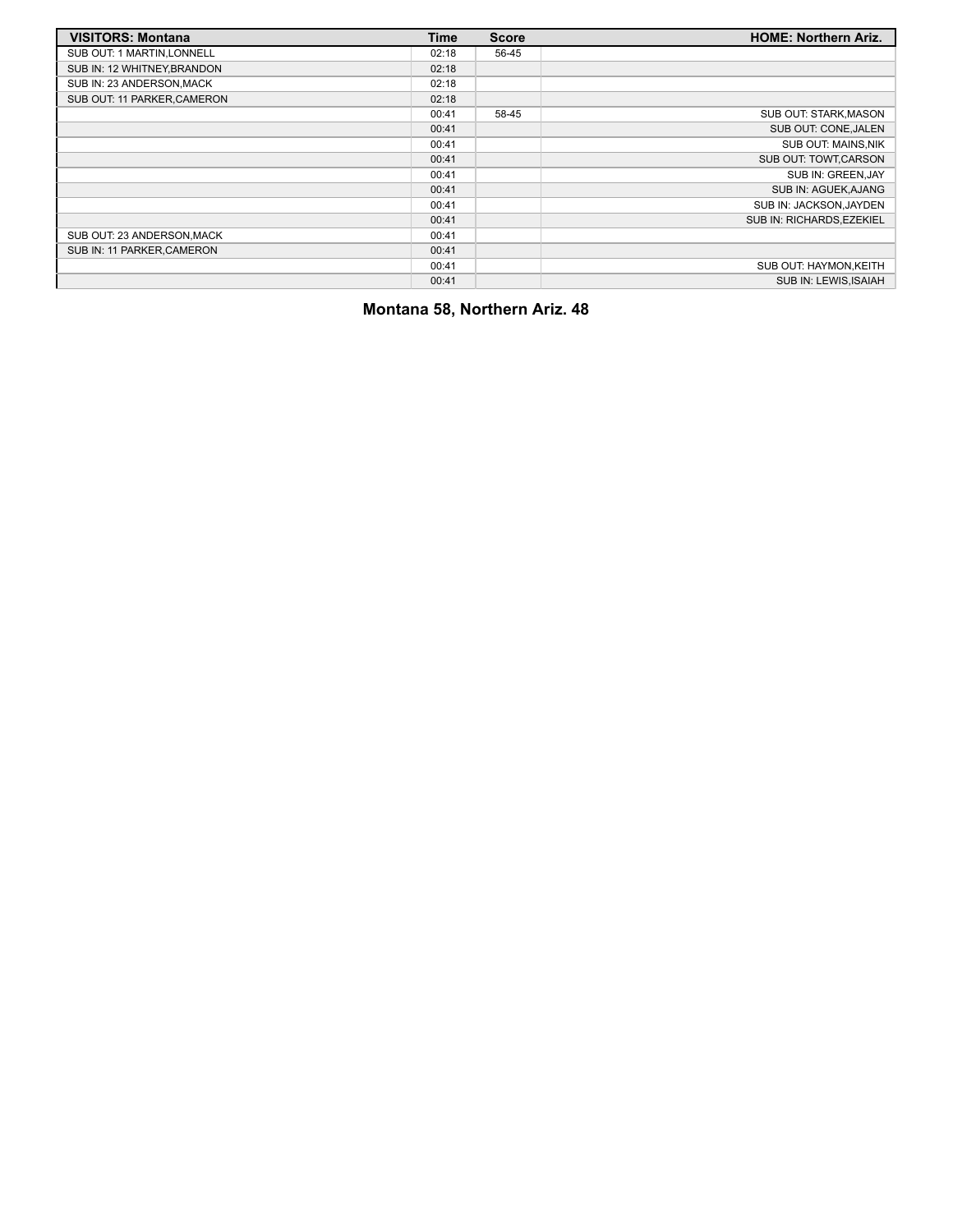| VISITORS: Montana | Time | Score | HOME: Northern Ariz. |
|---|---|---|---|
| SUB OUT: 1 MARTIN,LONNELL | 02:18 | 56-45 | |
| SUB IN: 12 WHITNEY,BRANDON | 02:18 | | |
| SUB IN: 23 ANDERSON,MACK | 02:18 | | |
| SUB OUT: 11 PARKER,CAMERON | 02:18 | | |
| | 00:41 | 58-45 | SUB OUT: STARK,MASON |
| | 00:41 | | SUB OUT: CONE,JALEN |
| | 00:41 | | SUB OUT: MAINS,NIK |
| | 00:41 | | SUB OUT: TOWT,CARSON |
| | 00:41 | | SUB IN: GREEN,JAY |
| | 00:41 | | SUB IN: AGUEK,AJANG |
| | 00:41 | | SUB IN: JACKSON,JAYDEN |
| | 00:41 | | SUB IN: RICHARDS,EZEKIEL |
| SUB OUT: 23 ANDERSON,MACK | 00:41 | | |
| SUB IN: 11 PARKER,CAMERON | 00:41 | | |
| | 00:41 | | SUB OUT: HAYMON,KEITH |
| | 00:41 | | SUB IN: LEWIS,ISAIAH |

**Montana 58, Northern Ariz. 48**